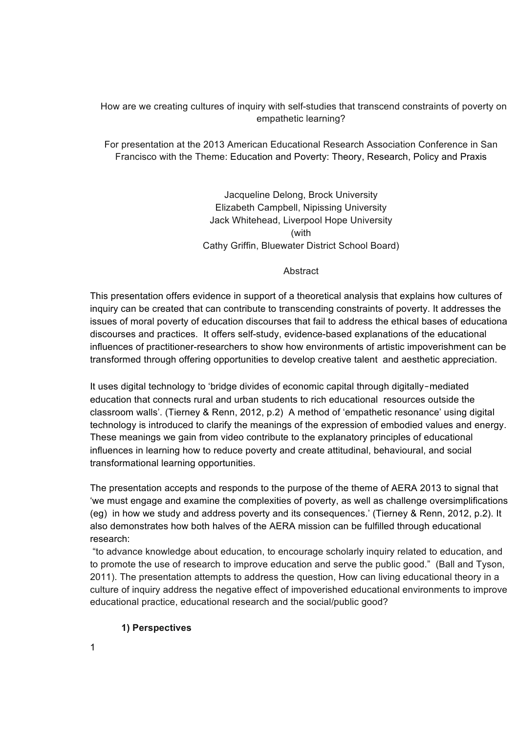# How are we creating cultures of inquiry with self-studies that transcend constraints of poverty on empathetic learning?

For presentation at the 2013 American Educational Research Association Conference in San Francisco with the Theme: Education and Poverty: Theory, Research, Policy and Praxis

Jacqueline Delong, Brock University
Elizabeth Campbell, Nipissing University
Jack Whitehead, Liverpool Hope University
(with
Cathy Griffin, Bluewater District School Board)

## Abstract

This presentation offers evidence in support of a theoretical analysis that explains how cultures of inquiry can be created that can contribute to transcending constraints of poverty. It addresses the issues of moral poverty of education discourses that fail to address the ethical bases of educationa discourses and practices. It offers self-study, evidence-based explanations of the educational influences of practitioner-researchers to show how environments of artistic impoverishment can be transformed through offering opportunities to develop creative talent and aesthetic appreciation.

It uses digital technology to 'bridge divides of economic capital through digitally-mediated education that connects rural and urban students to rich educational resources outside the classroom walls'. (Tierney & Renn, 2012, p.2) A method of 'empathetic resonance' using digital technology is introduced to clarify the meanings of the expression of embodied values and energy. These meanings we gain from video contribute to the explanatory principles of educational influences in learning how to reduce poverty and create attitudinal, behavioural, and social transformational learning opportunities.

The presentation accepts and responds to the purpose of the theme of AERA 2013 to signal that 'we must engage and examine the complexities of poverty, as well as challenge oversimplifications (eg) in how we study and address poverty and its consequences.' (Tierney & Renn, 2012, p.2). It also demonstrates how both halves of the AERA mission can be fulfilled through educational research:

"to advance knowledge about education, to encourage scholarly inquiry related to education, and to promote the use of research to improve education and serve the public good." (Ball and Tyson, 2011). The presentation attempts to address the question, How can living educational theory in a culture of inquiry address the negative effect of impoverished educational environments to improve educational practice, educational research and the social/public good?

### 1) Perspectives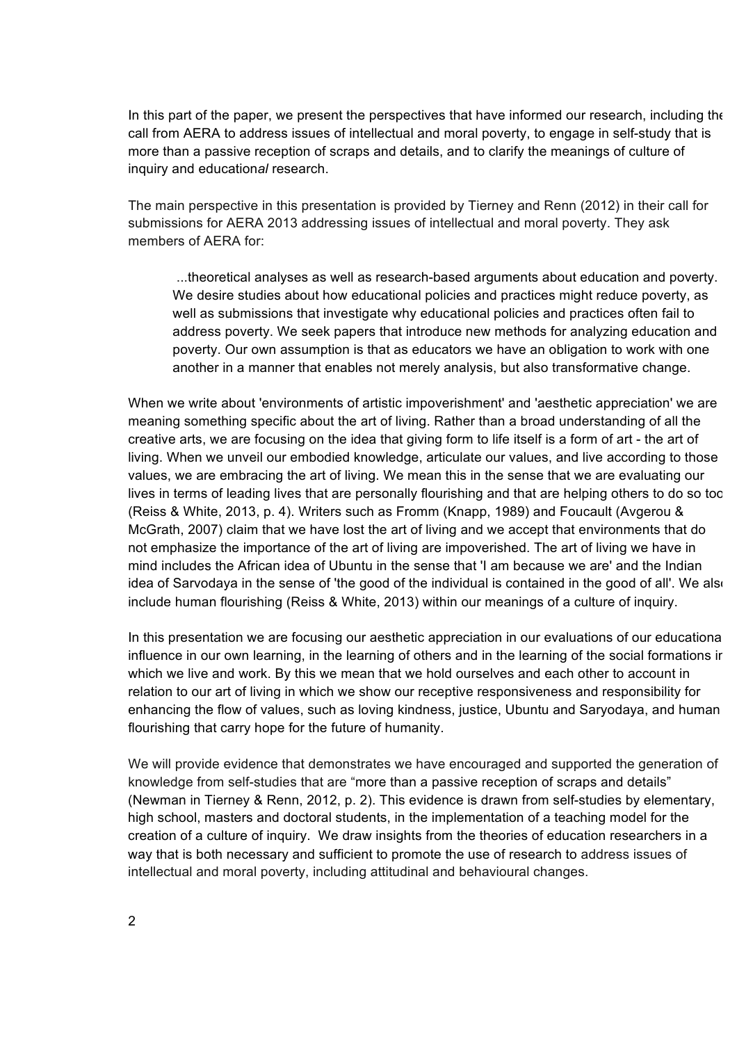In this part of the paper, we present the perspectives that have informed our research, including the call from AERA to address issues of intellectual and moral poverty, to engage in self-study that is more than a passive reception of scraps and details, and to clarify the meanings of culture of inquiry and education*al* research.

The main perspective in this presentation is provided by Tierney and Renn (2012) in their call for submissions for AERA 2013 addressing issues of intellectual and moral poverty. They ask members of AERA for:

> ...theoretical analyses as well as research-based arguments about education and poverty. We desire studies about how educational policies and practices might reduce poverty, as well as submissions that investigate why educational policies and practices often fail to address poverty. We seek papers that introduce new methods for analyzing education and poverty. Our own assumption is that as educators we have an obligation to work with one another in a manner that enables not merely analysis, but also transformative change.

When we write about 'environments of artistic impoverishment' and 'aesthetic appreciation' we are meaning something specific about the art of living. Rather than a broad understanding of all the creative arts, we are focusing on the idea that giving form to life itself is a form of art - the art of living. When we unveil our embodied knowledge, articulate our values, and live according to those values, we are embracing the art of living. We mean this in the sense that we are evaluating our lives in terms of leading lives that are personally flourishing and that are helping others to do so too (Reiss & White, 2013, p. 4). Writers such as Fromm (Knapp, 1989) and Foucault (Avgerou & McGrath, 2007) claim that we have lost the art of living and we accept that environments that do not emphasize the importance of the art of living are impoverished. The art of living we have in mind includes the African idea of Ubuntu in the sense that 'I am because we are' and the Indian idea of Sarvodaya in the sense of 'the good of the individual is contained in the good of all'. We also include human flourishing (Reiss & White, 2013) within our meanings of a culture of inquiry.

In this presentation we are focusing our aesthetic appreciation in our evaluations of our educational influence in our own learning, in the learning of others and in the learning of the social formations in which we live and work. By this we mean that we hold ourselves and each other to account in relation to our art of living in which we show our receptive responsiveness and responsibility for enhancing the flow of values, such as loving kindness, justice, Ubuntu and Saryodaya, and human flourishing that carry hope for the future of humanity.

We will provide evidence that demonstrates we have encouraged and supported the generation of knowledge from self-studies that are "more than a passive reception of scraps and details" (Newman in Tierney & Renn, 2012, p. 2). This evidence is drawn from self-studies by elementary, high school, masters and doctoral students, in the implementation of a teaching model for the creation of a culture of inquiry. We draw insights from the theories of education researchers in a way that is both necessary and sufficient to promote the use of research to address issues of intellectual and moral poverty, including attitudinal and behavioural changes.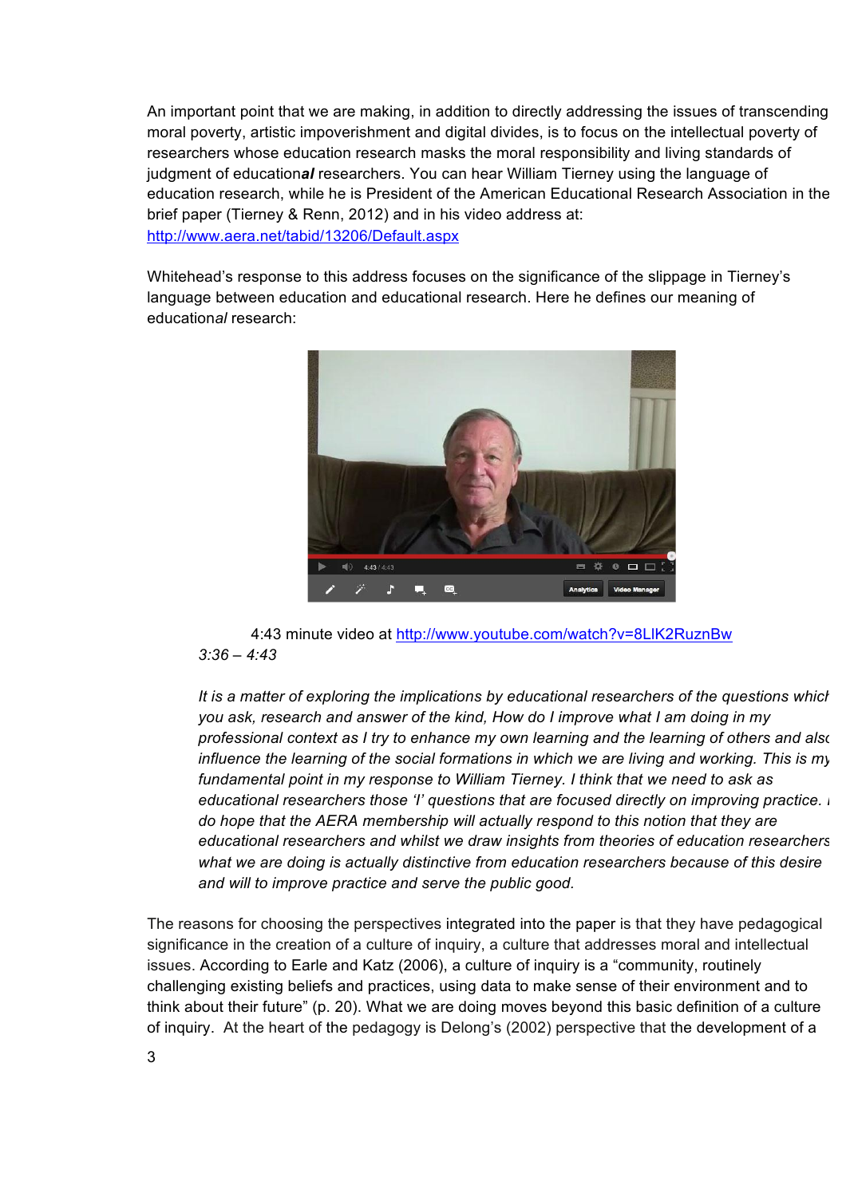An important point that we are making, in addition to directly addressing the issues of transcending moral poverty, artistic impoverishment and digital divides, is to focus on the intellectual poverty of researchers whose education research masks the moral responsibility and living standards of judgment of educationa***l*** researchers. You can hear William Tierney using the language of education research, while he is President of the American Educational Research Association in the brief paper (Tierney & Renn, 2012) and in his video address at: http://www.aera.net/tabid/13206/Default.aspx

Whitehead's response to this address focuses on the significance of the slippage in Tierney's language between education and educational research. Here he defines our meaning of education*al* research:

4:43 minute video at http://www.youtube.com/watch?v=8LIK2RuznBw

*3:36 – 4:43*

*It is a matter of exploring the implications by educational researchers of the questions which you ask, research and answer of the kind, How do I improve what I am doing in my professional context as I try to enhance my own learning and the learning of others and also influence the learning of the social formations in which we are living and working. This is my fundamental point in my response to William Tierney. I think that we need to ask as educational researchers those 'I' questions that are focused directly on improving practice. I do hope that the AERA membership will actually respond to this notion that they are educational researchers and whilst we draw insights from theories of education researchers what we are doing is actually distinctive from education researchers because of this desire and will to improve practice and serve the public good.*

The reasons for choosing the perspectives integrated into the paper is that they have pedagogical significance in the creation of a culture of inquiry, a culture that addresses moral and intellectual issues. According to Earle and Katz (2006), a culture of inquiry is a "community, routinely challenging existing beliefs and practices, using data to make sense of their environment and to think about their future" (p. 20). What we are doing moves beyond this basic definition of a culture of inquiry. At the heart of the pedagogy is Delong's (2002) perspective that the development of a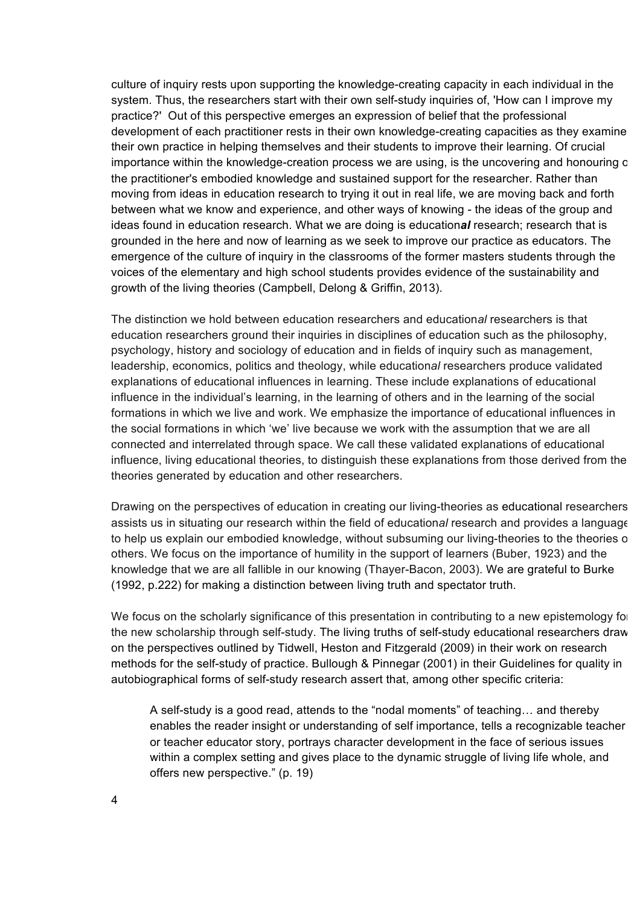culture of inquiry rests upon supporting the knowledge-creating capacity in each individual in the system. Thus, the researchers start with their own self-study inquiries of, 'How can I improve my practice?' Out of this perspective emerges an expression of belief that the professional development of each practitioner rests in their own knowledge-creating capacities as they examine their own practice in helping themselves and their students to improve their learning. Of crucial importance within the knowledge-creation process we are using, is the uncovering and honouring of the practitioner's embodied knowledge and sustained support for the researcher. Rather than moving from ideas in education research to trying it out in real life, we are moving back and forth between what we know and experience, and other ways of knowing - the ideas of the group and ideas found in education research. What we are doing is education***al*** research; research that is grounded in the here and now of learning as we seek to improve our practice as educators. The emergence of the culture of inquiry in the classrooms of the former masters students through the voices of the elementary and high school students provides evidence of the sustainability and growth of the living theories (Campbell, Delong & Griffin, 2013).

The distinction we hold between education researchers and education*al* researchers is that education researchers ground their inquiries in disciplines of education such as the philosophy, psychology, history and sociology of education and in fields of inquiry such as management, leadership, economics, politics and theology, while education*al* researchers produce validated explanations of educational influences in learning. These include explanations of educational influence in the individual's learning, in the learning of others and in the learning of the social formations in which we live and work. We emphasize the importance of educational influences in the social formations in which 'we' live because we work with the assumption that we are all connected and interrelated through space. We call these validated explanations of educational influence, living educational theories, to distinguish these explanations from those derived from the theories generated by education and other researchers.

Drawing on the perspectives of education in creating our living-theories as educational researchers assists us in situating our research within the field of education*al* research and provides a language to help us explain our embodied knowledge, without subsuming our living-theories to the theories of others. We focus on the importance of humility in the support of learners (Buber, 1923) and the knowledge that we are all fallible in our knowing (Thayer-Bacon, 2003). We are grateful to Burke (1992, p.222) for making a distinction between living truth and spectator truth.

We focus on the scholarly significance of this presentation in contributing to a new epistemology for the new scholarship through self-study. The living truths of self-study educational researchers draw on the perspectives outlined by Tidwell, Heston and Fitzgerald (2009) in their work on research methods for the self-study of practice. Bullough & Pinnegar (2001) in their Guidelines for quality in autobiographical forms of self-study research assert that, among other specific criteria:

> A self-study is a good read, attends to the "nodal moments" of teaching… and thereby enables the reader insight or understanding of self importance, tells a recognizable teacher or teacher educator story, portrays character development in the face of serious issues within a complex setting and gives place to the dynamic struggle of living life whole, and offers new perspective." (p. 19)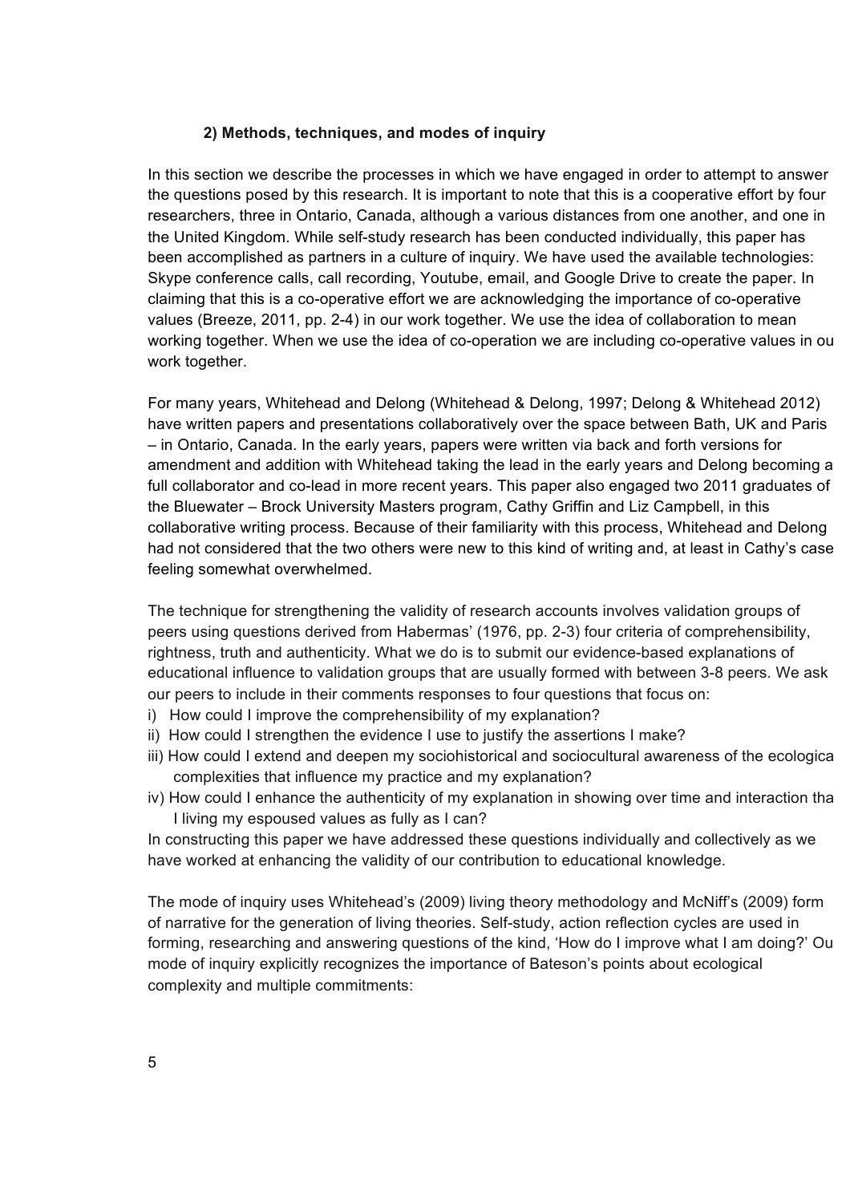### 2) Methods, techniques, and modes of inquiry

In this section we describe the processes in which we have engaged in order to attempt to answer the questions posed by this research. It is important to note that this is a cooperative effort by four researchers, three in Ontario, Canada, although a various distances from one another, and one in the United Kingdom. While self-study research has been conducted individually, this paper has been accomplished as partners in a culture of inquiry. We have used the available technologies: Skype conference calls, call recording, Youtube, email, and Google Drive to create the paper. In claiming that this is a co-operative effort we are acknowledging the importance of co-operative values (Breeze, 2011, pp. 2-4) in our work together. We use the idea of collaboration to mean working together. When we use the idea of co-operation we are including co-operative values in ou work together.

For many years, Whitehead and Delong (Whitehead & Delong, 1997; Delong & Whitehead 2012) have written papers and presentations collaboratively over the space between Bath, UK and Paris – in Ontario, Canada. In the early years, papers were written via back and forth versions for amendment and addition with Whitehead taking the lead in the early years and Delong becoming a full collaborator and co-lead in more recent years. This paper also engaged two 2011 graduates of the Bluewater – Brock University Masters program, Cathy Griffin and Liz Campbell, in this collaborative writing process. Because of their familiarity with this process, Whitehead and Delong had not considered that the two others were new to this kind of writing and, at least in Cathy's case feeling somewhat overwhelmed.

The technique for strengthening the validity of research accounts involves validation groups of peers using questions derived from Habermas' (1976, pp. 2-3) four criteria of comprehensibility, rightness, truth and authenticity. What we do is to submit our evidence-based explanations of educational influence to validation groups that are usually formed with between 3-8 peers. We ask our peers to include in their comments responses to four questions that focus on:

i) How could I improve the comprehensibility of my explanation?
ii) How could I strengthen the evidence I use to justify the assertions I make?
iii) How could I extend and deepen my sociohistorical and sociocultural awareness of the ecologica complexities that influence my practice and my explanation?
iv) How could I enhance the authenticity of my explanation in showing over time and interaction tha I living my espoused values as fully as I can?

In constructing this paper we have addressed these questions individually and collectively as we have worked at enhancing the validity of our contribution to educational knowledge.

The mode of inquiry uses Whitehead's (2009) living theory methodology and McNiff's (2009) form of narrative for the generation of living theories. Self-study, action reflection cycles are used in forming, researching and answering questions of the kind, 'How do I improve what I am doing?' Ou mode of inquiry explicitly recognizes the importance of Bateson's points about ecological complexity and multiple commitments: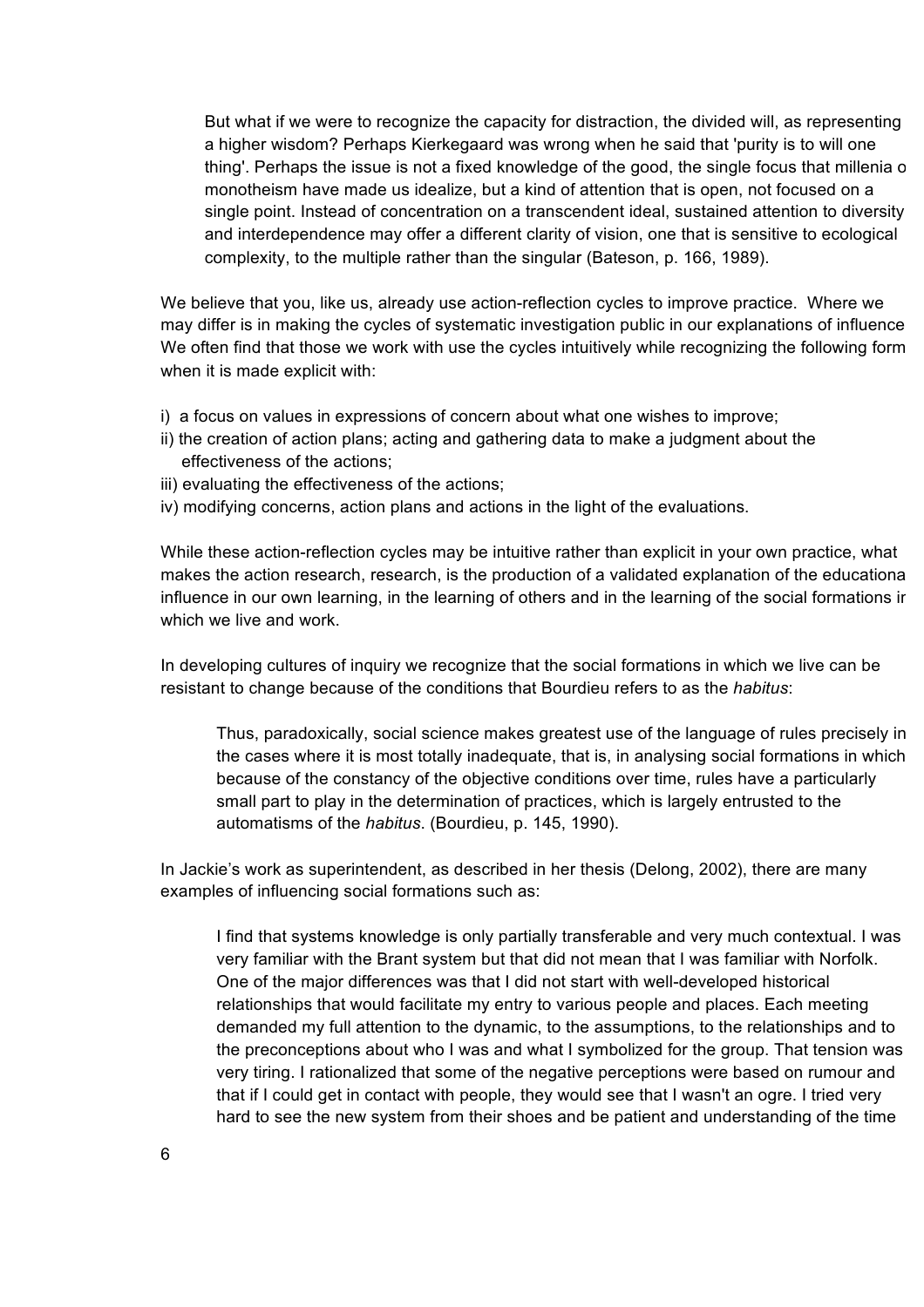> But what if we were to recognize the capacity for distraction, the divided will, as representing a higher wisdom? Perhaps Kierkegaard was wrong when he said that 'purity is to will one thing'. Perhaps the issue is not a fixed knowledge of the good, the single focus that millenia of monotheism have made us idealize, but a kind of attention that is open, not focused on a single point. Instead of concentration on a transcendent ideal, sustained attention to diversity and interdependence may offer a different clarity of vision, one that is sensitive to ecological complexity, to the multiple rather than the singular (Bateson, p. 166, 1989).

We believe that you, like us, already use action-reflection cycles to improve practice. Where we may differ is in making the cycles of systematic investigation public in our explanations of influence. We often find that those we work with use the cycles intuitively while recognizing the following form when it is made explicit with:

i) a focus on values in expressions of concern about what one wishes to improve;
ii) the creation of action plans; acting and gathering data to make a judgment about the effectiveness of the actions;
iii) evaluating the effectiveness of the actions;
iv) modifying concerns, action plans and actions in the light of the evaluations.

While these action-reflection cycles may be intuitive rather than explicit in your own practice, what makes the action research, research, is the production of a validated explanation of the educational influence in our own learning, in the learning of others and in the learning of the social formations in which we live and work.

In developing cultures of inquiry we recognize that the social formations in which we live can be resistant to change because of the conditions that Bourdieu refers to as the *habitus*:

> Thus, paradoxically, social science makes greatest use of the language of rules precisely in the cases where it is most totally inadequate, that is, in analysing social formations in which because of the constancy of the objective conditions over time, rules have a particularly small part to play in the determination of practices, which is largely entrusted to the automatisms of the *habitus*. (Bourdieu, p. 145, 1990).

In Jackie's work as superintendent, as described in her thesis (Delong, 2002), there are many examples of influencing social formations such as:

> I find that systems knowledge is only partially transferable and very much contextual. I was very familiar with the Brant system but that did not mean that I was familiar with Norfolk. One of the major differences was that I did not start with well-developed historical relationships that would facilitate my entry to various people and places. Each meeting demanded my full attention to the dynamic, to the assumptions, to the relationships and to the preconceptions about who I was and what I symbolized for the group. That tension was very tiring. I rationalized that some of the negative perceptions were based on rumour and that if I could get in contact with people, they would see that I wasn't an ogre. I tried very hard to see the new system from their shoes and be patient and understanding of the time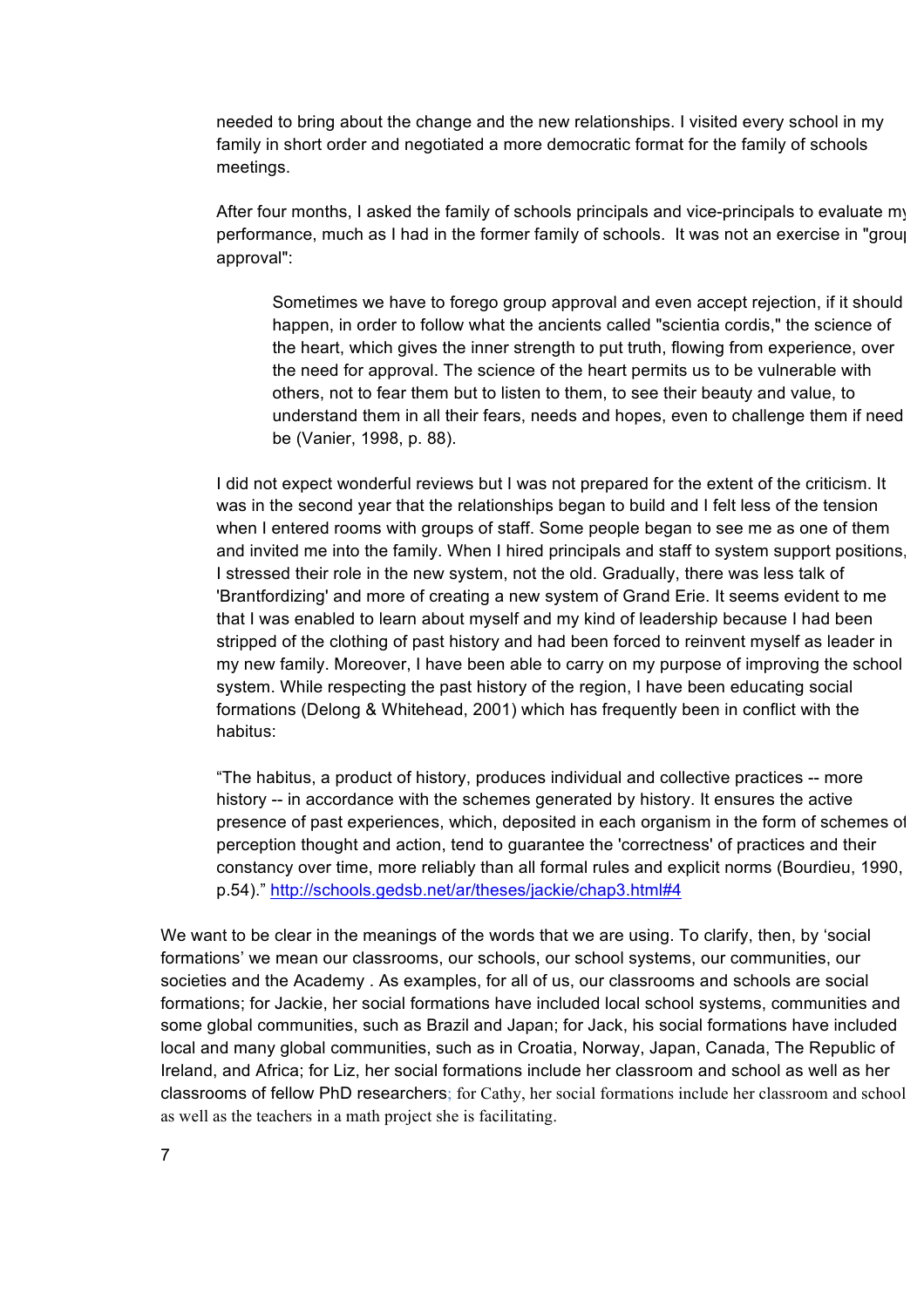needed to bring about the change and the new relationships. I visited every school in my family in short order and negotiated a more democratic format for the family of schools meetings.

After four months, I asked the family of schools principals and vice-principals to evaluate my performance, much as I had in the former family of schools. It was not an exercise in "group approval":

> Sometimes we have to forego group approval and even accept rejection, if it should happen, in order to follow what the ancients called "scientia cordis," the science of the heart, which gives the inner strength to put truth, flowing from experience, over the need for approval. The science of the heart permits us to be vulnerable with others, not to fear them but to listen to them, to see their beauty and value, to understand them in all their fears, needs and hopes, even to challenge them if need be (Vanier, 1998, p. 88).

I did not expect wonderful reviews but I was not prepared for the extent of the criticism. It was in the second year that the relationships began to build and I felt less of the tension when I entered rooms with groups of staff. Some people began to see me as one of them and invited me into the family. When I hired principals and staff to system support positions, I stressed their role in the new system, not the old. Gradually, there was less talk of 'Brantfordizing' and more of creating a new system of Grand Erie. It seems evident to me that I was enabled to learn about myself and my kind of leadership because I had been stripped of the clothing of past history and had been forced to reinvent myself as leader in my new family. Moreover, I have been able to carry on my purpose of improving the school system. While respecting the past history of the region, I have been educating social formations (Delong & Whitehead, 2001) which has frequently been in conflict with the habitus:

"The habitus, a product of history, produces individual and collective practices -- more history -- in accordance with the schemes generated by history. It ensures the active presence of past experiences, which, deposited in each organism in the form of schemes of perception thought and action, tend to guarantee the 'correctness' of practices and their constancy over time, more reliably than all formal rules and explicit norms (Bourdieu, 1990, p.54)." http://schools.gedsb.net/ar/theses/jackie/chap3.html#4

We want to be clear in the meanings of the words that we are using. To clarify, then, by 'social formations' we mean our classrooms, our schools, our school systems, our communities, our societies and the Academy . As examples, for all of us, our classrooms and schools are social formations; for Jackie, her social formations have included local school systems, communities and some global communities, such as Brazil and Japan; for Jack, his social formations have included local and many global communities, such as in Croatia, Norway, Japan, Canada, The Republic of Ireland, and Africa; for Liz, her social formations include her classroom and school as well as her classrooms of fellow PhD researchers; for Cathy, her social formations include her classroom and school as well as the teachers in a math project she is facilitating.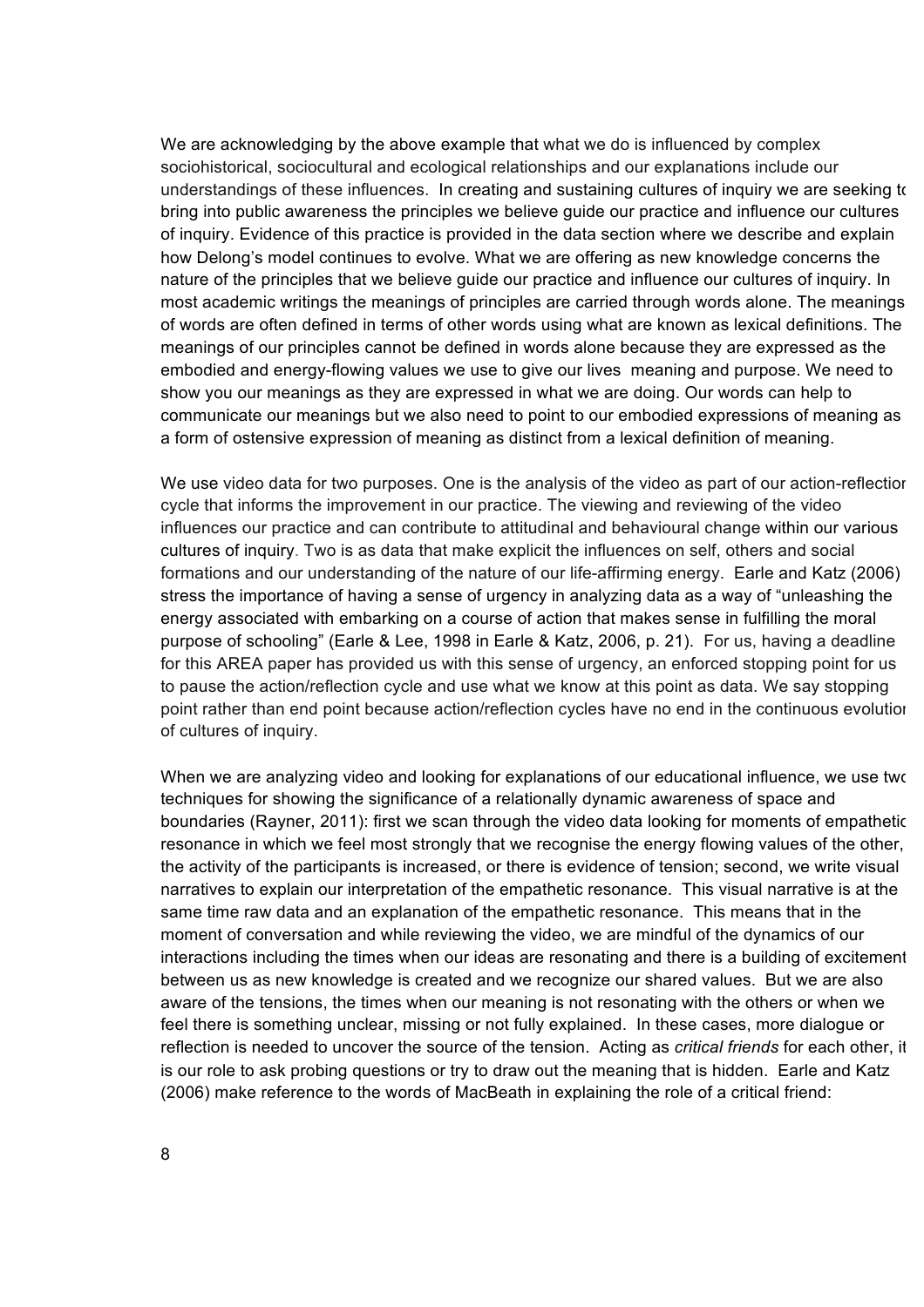We are acknowledging by the above example that what we do is influenced by complex sociohistorical, sociocultural and ecological relationships and our explanations include our understandings of these influences. In creating and sustaining cultures of inquiry we are seeking to bring into public awareness the principles we believe guide our practice and influence our cultures of inquiry. Evidence of this practice is provided in the data section where we describe and explain how Delong's model continues to evolve. What we are offering as new knowledge concerns the nature of the principles that we believe guide our practice and influence our cultures of inquiry. In most academic writings the meanings of principles are carried through words alone. The meanings of words are often defined in terms of other words using what are known as lexical definitions. The meanings of our principles cannot be defined in words alone because they are expressed as the embodied and energy-flowing values we use to give our lives meaning and purpose. We need to show you our meanings as they are expressed in what we are doing. Our words can help to communicate our meanings but we also need to point to our embodied expressions of meaning as a form of ostensive expression of meaning as distinct from a lexical definition of meaning.

We use video data for two purposes. One is the analysis of the video as part of our action-reflection cycle that informs the improvement in our practice. The viewing and reviewing of the video influences our practice and can contribute to attitudinal and behavioural change within our various cultures of inquiry. Two is as data that make explicit the influences on self, others and social formations and our understanding of the nature of our life-affirming energy. Earle and Katz (2006) stress the importance of having a sense of urgency in analyzing data as a way of "unleashing the energy associated with embarking on a course of action that makes sense in fulfilling the moral purpose of schooling" (Earle & Lee, 1998 in Earle & Katz, 2006, p. 21). For us, having a deadline for this AREA paper has provided us with this sense of urgency, an enforced stopping point for us to pause the action/reflection cycle and use what we know at this point as data. We say stopping point rather than end point because action/reflection cycles have no end in the continuous evolution of cultures of inquiry.

When we are analyzing video and looking for explanations of our educational influence, we use two techniques for showing the significance of a relationally dynamic awareness of space and boundaries (Rayner, 2011): first we scan through the video data looking for moments of empathetic resonance in which we feel most strongly that we recognise the energy flowing values of the other, the activity of the participants is increased, or there is evidence of tension; second, we write visual narratives to explain our interpretation of the empathetic resonance. This visual narrative is at the same time raw data and an explanation of the empathetic resonance. This means that in the moment of conversation and while reviewing the video, we are mindful of the dynamics of our interactions including the times when our ideas are resonating and there is a building of excitement between us as new knowledge is created and we recognize our shared values. But we are also aware of the tensions, the times when our meaning is not resonating with the others or when we feel there is something unclear, missing or not fully explained. In these cases, more dialogue or reflection is needed to uncover the source of the tension. Acting as *critical friends* for each other, it is our role to ask probing questions or try to draw out the meaning that is hidden. Earle and Katz (2006) make reference to the words of MacBeath in explaining the role of a critical friend: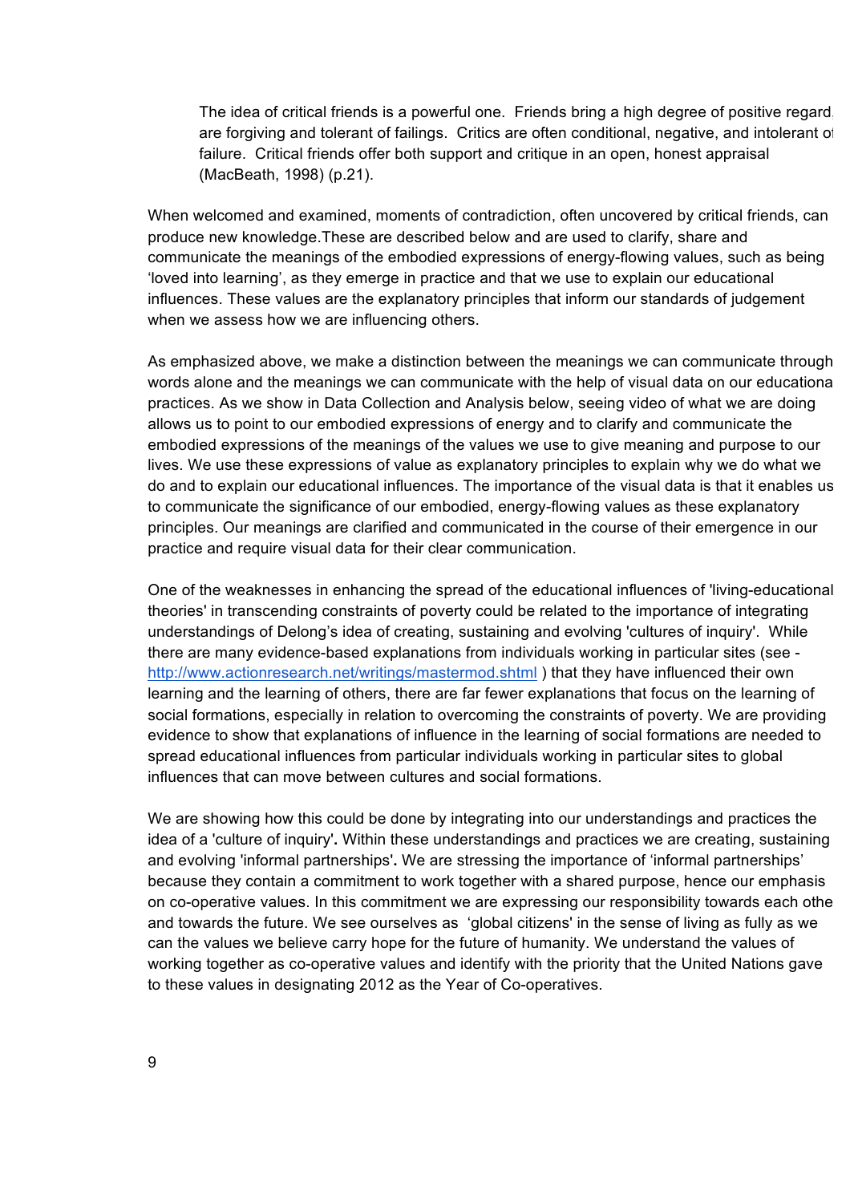> The idea of critical friends is a powerful one. Friends bring a high degree of positive regard, are forgiving and tolerant of failings. Critics are often conditional, negative, and intolerant of failure. Critical friends offer both support and critique in an open, honest appraisal (MacBeath, 1998) (p.21).

When welcomed and examined, moments of contradiction, often uncovered by critical friends, can produce new knowledge.These are described below and are used to clarify, share and communicate the meanings of the embodied expressions of energy-flowing values, such as being 'loved into learning', as they emerge in practice and that we use to explain our educational influences. These values are the explanatory principles that inform our standards of judgement when we assess how we are influencing others.

As emphasized above, we make a distinction between the meanings we can communicate through words alone and the meanings we can communicate with the help of visual data on our educational practices. As we show in Data Collection and Analysis below, seeing video of what we are doing allows us to point to our embodied expressions of energy and to clarify and communicate the embodied expressions of the meanings of the values we use to give meaning and purpose to our lives. We use these expressions of value as explanatory principles to explain why we do what we do and to explain our educational influences. The importance of the visual data is that it enables us to communicate the significance of our embodied, energy-flowing values as these explanatory principles. Our meanings are clarified and communicated in the course of their emergence in our practice and require visual data for their clear communication.

One of the weaknesses in enhancing the spread of the educational influences of 'living-educational theories' in transcending constraints of poverty could be related to the importance of integrating understandings of Delong's idea of creating, sustaining and evolving 'cultures of inquiry'. While there are many evidence-based explanations from individuals working in particular sites (see - http://www.actionresearch.net/writings/mastermod.shtml ) that they have influenced their own learning and the learning of others, there are far fewer explanations that focus on the learning of social formations, especially in relation to overcoming the constraints of poverty. We are providing evidence to show that explanations of influence in the learning of social formations are needed to spread educational influences from particular individuals working in particular sites to global influences that can move between cultures and social formations.

We are showing how this could be done by integrating into our understandings and practices the idea of a 'culture of inquiry'**.** Within these understandings and practices we are creating, sustaining and evolving 'informal partnerships'**.** We are stressing the importance of 'informal partnerships' because they contain a commitment to work together with a shared purpose, hence our emphasis on co-operative values. In this commitment we are expressing our responsibility towards each other and towards the future. We see ourselves as 'global citizens' in the sense of living as fully as we can the values we believe carry hope for the future of humanity. We understand the values of working together as co-operative values and identify with the priority that the United Nations gave to these values in designating 2012 as the Year of Co-operatives.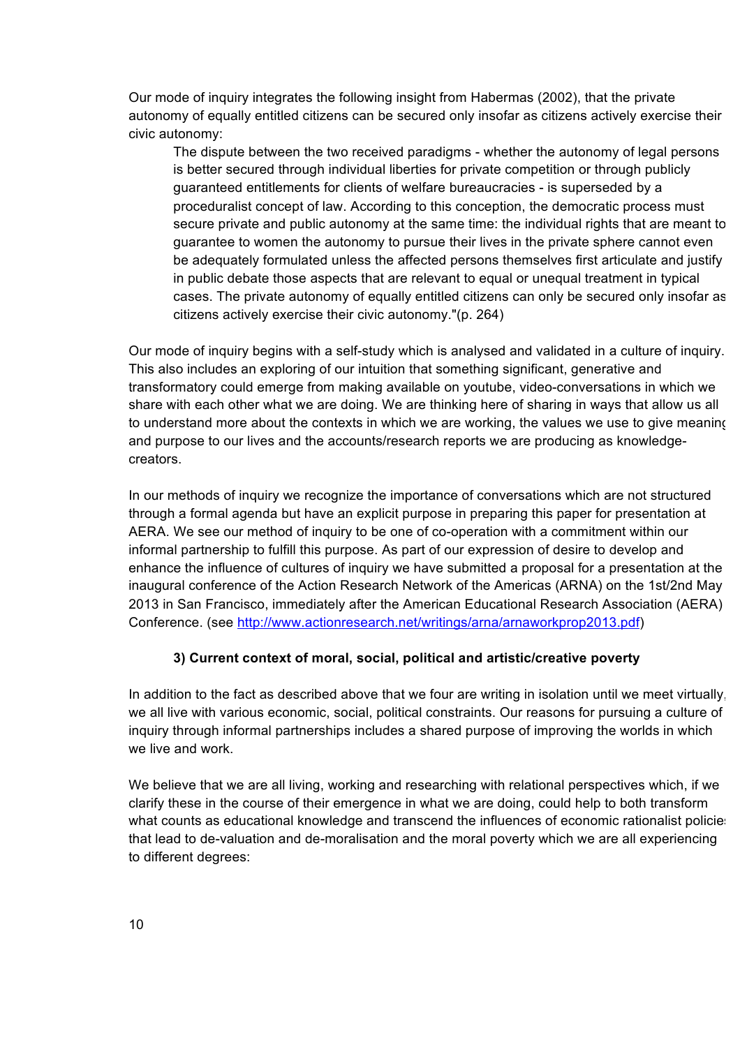Our mode of inquiry integrates the following insight from Habermas (2002), that the private autonomy of equally entitled citizens can be secured only insofar as citizens actively exercise their civic autonomy:

> The dispute between the two received paradigms - whether the autonomy of legal persons is better secured through individual liberties for private competition or through publicly guaranteed entitlements for clients of welfare bureaucracies - is superseded by a proceduralist concept of law. According to this conception, the democratic process must secure private and public autonomy at the same time: the individual rights that are meant to guarantee to women the autonomy to pursue their lives in the private sphere cannot even be adequately formulated unless the affected persons themselves first articulate and justify in public debate those aspects that are relevant to equal or unequal treatment in typical cases. The private autonomy of equally entitled citizens can only be secured only insofar as citizens actively exercise their civic autonomy."(p. 264)

Our mode of inquiry begins with a self-study which is analysed and validated in a culture of inquiry. This also includes an exploring of our intuition that something significant, generative and transformatory could emerge from making available on youtube, video-conversations in which we share with each other what we are doing. We are thinking here of sharing in ways that allow us all to understand more about the contexts in which we are working, the values we use to give meaning and purpose to our lives and the accounts/research reports we are producing as knowledge-creators.

In our methods of inquiry we recognize the importance of conversations which are not structured through a formal agenda but have an explicit purpose in preparing this paper for presentation at AERA. We see our method of inquiry to be one of co-operation with a commitment within our informal partnership to fulfill this purpose. As part of our expression of desire to develop and enhance the influence of cultures of inquiry we have submitted a proposal for a presentation at the inaugural conference of the Action Research Network of the Americas (ARNA) on the 1st/2nd May 2013 in San Francisco, immediately after the American Educational Research Association (AERA) Conference. (see [http://www.actionresearch.net/writings/arna/arnaworkprop2013.pdf](http://www.actionresearch.net/writings/arna/arnaworkprop2013.pdf))

### 3) Current context of moral, social, political and artistic/creative poverty

In addition to the fact as described above that we four are writing in isolation until we meet virtually, we all live with various economic, social, political constraints. Our reasons for pursuing a culture of inquiry through informal partnerships includes a shared purpose of improving the worlds in which we live and work.

We believe that we are all living, working and researching with relational perspectives which, if we clarify these in the course of their emergence in what we are doing, could help to both transform what counts as educational knowledge and transcend the influences of economic rationalist policies that lead to de-valuation and de-moralisation and the moral poverty which we are all experiencing to different degrees: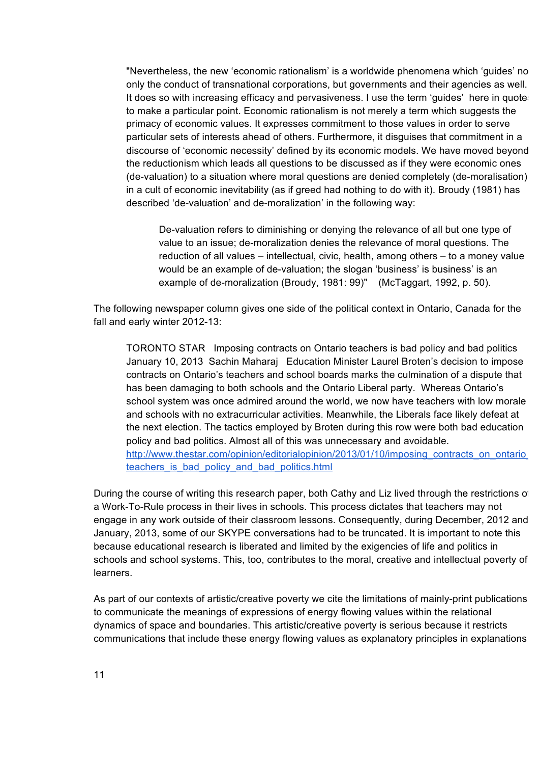> "Nevertheless, the new 'economic rationalism' is a worldwide phenomena which 'guides' not only the conduct of transnational corporations, but governments and their agencies as well. It does so with increasing efficacy and pervasiveness. I use the term 'guides' here in quotes to make a particular point. Economic rationalism is not merely a term which suggests the primacy of economic values. It expresses commitment to those values in order to serve particular sets of interests ahead of others. Furthermore, it disguises that commitment in a discourse of 'economic necessity' defined by its economic models. We have moved beyond the reductionism which leads all questions to be discussed as if they were economic ones (de-valuation) to a situation where moral questions are denied completely (de-moralisation) in a cult of economic inevitability (as if greed had nothing to do with it). Broudy (1981) has described 'de-valuation' and de-moralization' in the following way:
>
> > De-valuation refers to diminishing or denying the relevance of all but one type of value to an issue; de-moralization denies the relevance of moral questions. The reduction of all values – intellectual, civic, health, among others – to a money value would be an example of de-valuation; the slogan 'business' is business' is an example of de-moralization (Broudy, 1981: 99)" (McTaggart, 1992, p. 50).

The following newspaper column gives one side of the political context in Ontario, Canada for the fall and early winter 2012-13:

> TORONTO STAR Imposing contracts on Ontario teachers is bad policy and bad politics January 10, 2013 Sachin Maharaj Education Minister Laurel Broten's decision to impose contracts on Ontario's teachers and school boards marks the culmination of a dispute that has been damaging to both schools and the Ontario Liberal party. Whereas Ontario's school system was once admired around the world, we now have teachers with low morale and schools with no extracurricular activities. Meanwhile, the Liberals face likely defeat at the next election. The tactics employed by Broten during this row were both bad education policy and bad politics. Almost all of this was unnecessary and avoidable.
> [http://www.thestar.com/opinion/editorialopinion/2013/01/10/imposing_contracts_on_ontario_teachers_is_bad_policy_and_bad_politics.html](http://www.thestar.com/opinion/editorialopinion/2013/01/10/imposing_contracts_on_ontario_teachers_is_bad_policy_and_bad_politics.html)

During the course of writing this research paper, both Cathy and Liz lived through the restrictions of a Work-To-Rule process in their lives in schools. This process dictates that teachers may not engage in any work outside of their classroom lessons. Consequently, during December, 2012 and January, 2013, some of our SKYPE conversations had to be truncated. It is important to note this because educational research is liberated and limited by the exigencies of life and politics in schools and school systems. This, too, contributes to the moral, creative and intellectual poverty of learners.

As part of our contexts of artistic/creative poverty we cite the limitations of mainly-print publications to communicate the meanings of expressions of energy flowing values within the relational dynamics of space and boundaries. This artistic/creative poverty is serious because it restricts communications that include these energy flowing values as explanatory principles in explanations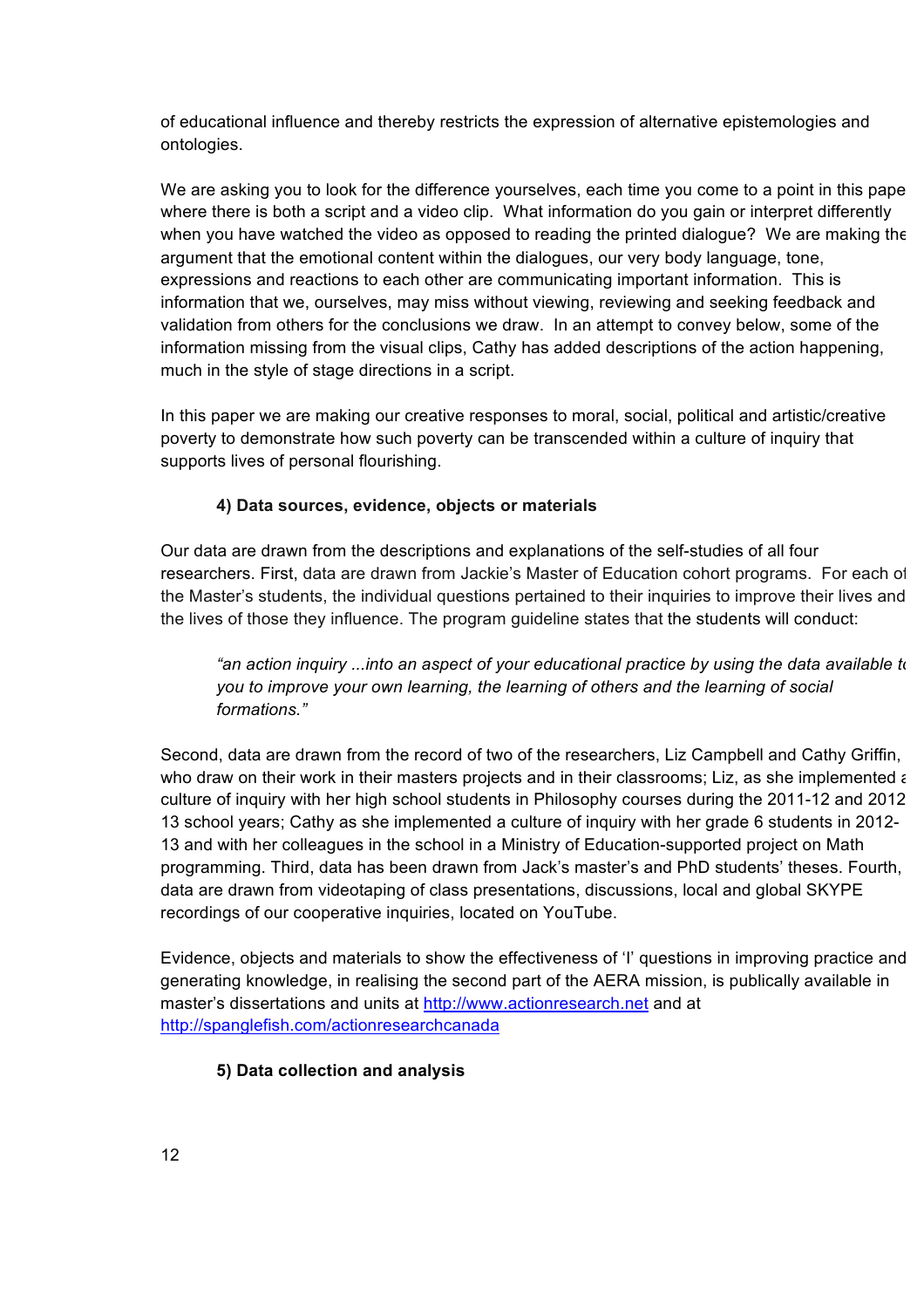of educational influence and thereby restricts the expression of alternative epistemologies and ontologies.

We are asking you to look for the difference yourselves, each time you come to a point in this paper where there is both a script and a video clip. What information do you gain or interpret differently when you have watched the video as opposed to reading the printed dialogue? We are making the argument that the emotional content within the dialogues, our very body language, tone, expressions and reactions to each other are communicating important information. This is information that we, ourselves, may miss without viewing, reviewing and seeking feedback and validation from others for the conclusions we draw. In an attempt to convey below, some of the information missing from the visual clips, Cathy has added descriptions of the action happening, much in the style of stage directions in a script.

In this paper we are making our creative responses to moral, social, political and artistic/creative poverty to demonstrate how such poverty can be transcended within a culture of inquiry that supports lives of personal flourishing.

### 4) Data sources, evidence, objects or materials

Our data are drawn from the descriptions and explanations of the self-studies of all four researchers. First, data are drawn from Jackie's Master of Education cohort programs. For each of the Master's students, the individual questions pertained to their inquiries to improve their lives and the lives of those they influence. The program guideline states that the students will conduct:

> *"an action inquiry ...into an aspect of your educational practice by using the data available to you to improve your own learning, the learning of others and the learning of social formations."*

Second, data are drawn from the record of two of the researchers, Liz Campbell and Cathy Griffin, who draw on their work in their masters projects and in their classrooms; Liz, as she implemented a culture of inquiry with her high school students in Philosophy courses during the 2011-12 and 2012-13 school years; Cathy as she implemented a culture of inquiry with her grade 6 students in 2012-13 and with her colleagues in the school in a Ministry of Education-supported project on Math programming. Third, data has been drawn from Jack's master's and PhD students' theses. Fourth, data are drawn from videotaping of class presentations, discussions, local and global SKYPE recordings of our cooperative inquiries, located on YouTube.

Evidence, objects and materials to show the effectiveness of 'I' questions in improving practice and generating knowledge, in realising the second part of the AERA mission, is publically available in master's dissertations and units at http://www.actionresearch.net and at http://spanglefish.com/actionresearchcanada

### 5) Data collection and analysis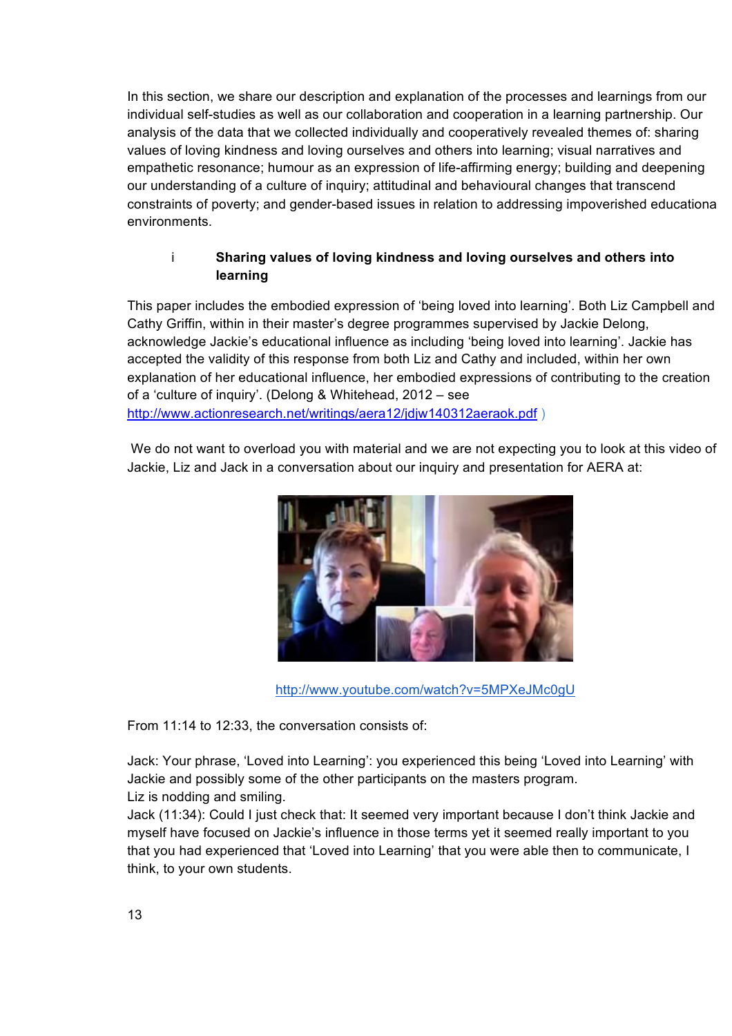In this section, we share our description and explanation of the processes and learnings from our individual self-studies as well as our collaboration and cooperation in a learning partnership. Our analysis of the data that we collected individually and cooperatively revealed themes of: sharing values of loving kindness and loving ourselves and others into learning; visual narratives and empathetic resonance; humour as an expression of life-affirming energy; building and deepening our understanding of a culture of inquiry; attitudinal and behavioural changes that transcend constraints of poverty; and gender-based issues in relation to addressing impoverished educationa environments.

### i Sharing values of loving kindness and loving ourselves and others into learning

This paper includes the embodied expression of 'being loved into learning'. Both Liz Campbell and Cathy Griffin, within in their master's degree programmes supervised by Jackie Delong, acknowledge Jackie's educational influence as including 'being loved into learning'. Jackie has accepted the validity of this response from both Liz and Cathy and included, within her own explanation of her educational influence, her embodied expressions of contributing to the creation of a 'culture of inquiry'. (Delong & Whitehead, 2012 – see http://www.actionresearch.net/writings/aera12/jdjw140312aeraok.pdf )

We do not want to overload you with material and we are not expecting you to look at this video of Jackie, Liz and Jack in a conversation about our inquiry and presentation for AERA at:

http://www.youtube.com/watch?v=5MPXeJMc0gU

From 11:14 to 12:33, the conversation consists of:

Jack: Your phrase, 'Loved into Learning': you experienced this being 'Loved into Learning' with Jackie and possibly some of the other participants on the masters program.
Liz is nodding and smiling.
Jack (11:34): Could I just check that: It seemed very important because I don't think Jackie and myself have focused on Jackie's influence in those terms yet it seemed really important to you that you had experienced that 'Loved into Learning' that you were able then to communicate, I think, to your own students.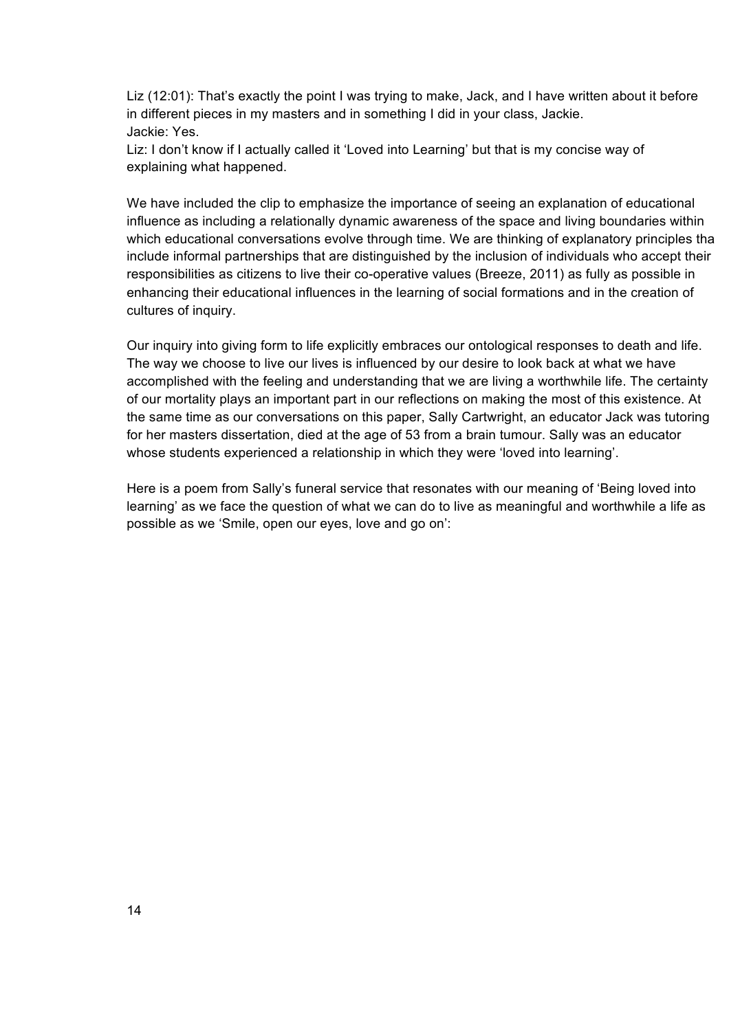Liz (12:01): That's exactly the point I was trying to make, Jack, and I have written about it before in different pieces in my masters and in something I did in your class, Jackie.
Jackie: Yes.
Liz: I don't know if I actually called it 'Loved into Learning' but that is my concise way of explaining what happened.

We have included the clip to emphasize the importance of seeing an explanation of educational influence as including a relationally dynamic awareness of the space and living boundaries within which educational conversations evolve through time. We are thinking of explanatory principles tha include informal partnerships that are distinguished by the inclusion of individuals who accept their responsibilities as citizens to live their co-operative values (Breeze, 2011) as fully as possible in enhancing their educational influences in the learning of social formations and in the creation of cultures of inquiry.

Our inquiry into giving form to life explicitly embraces our ontological responses to death and life. The way we choose to live our lives is influenced by our desire to look back at what we have accomplished with the feeling and understanding that we are living a worthwhile life. The certainty of our mortality plays an important part in our reflections on making the most of this existence. At the same time as our conversations on this paper, Sally Cartwright, an educator Jack was tutoring for her masters dissertation, died at the age of 53 from a brain tumour. Sally was an educator whose students experienced a relationship in which they were 'loved into learning'.

Here is a poem from Sally's funeral service that resonates with our meaning of 'Being loved into learning' as we face the question of what we can do to live as meaningful and worthwhile a life as possible as we 'Smile, open our eyes, love and go on':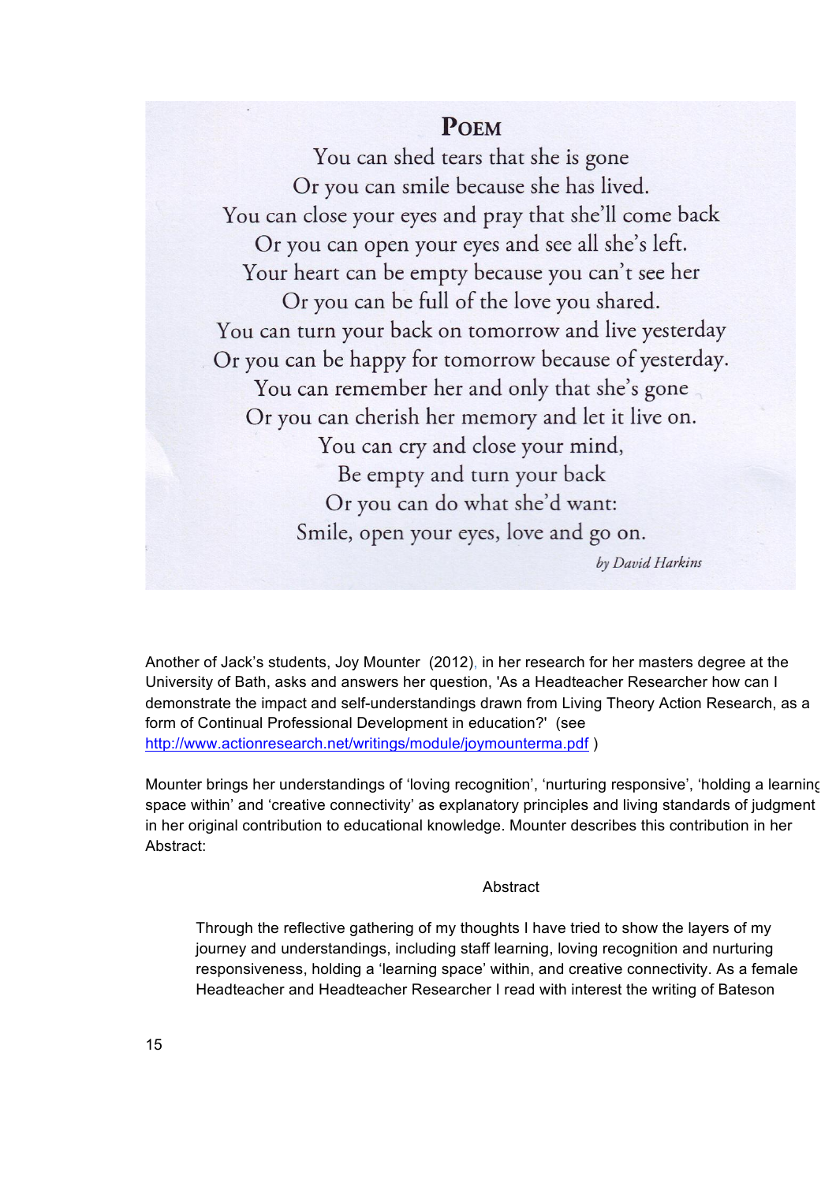## Poem

You can shed tears that she is gone  
Or you can smile because she has lived.  
You can close your eyes and pray that she'll come back  
Or you can open your eyes and see all she's left.  
Your heart can be empty because you can't see her  
Or you can be full of the love you shared.  
You can turn your back on tomorrow and live yesterday  
Or you can be happy for tomorrow because of yesterday.  
You can remember her and only that she's gone  
Or you can cherish her memory and let it live on.  
You can cry and close your mind,  
Be empty and turn your back  
Or you can do what she'd want:  
Smile, open your eyes, love and go on.

*by David Harkins*

Another of Jack's students, Joy Mounter (2012), in her research for her masters degree at the University of Bath, asks and answers her question, 'As a Headteacher Researcher how can I demonstrate the impact and self-understandings drawn from Living Theory Action Research, as a form of Continual Professional Development in education?' (see http://www.actionresearch.net/writings/module/joymounterma.pdf )

Mounter brings her understandings of 'loving recognition', 'nurturing responsive', 'holding a learning space within' and 'creative connectivity' as explanatory principles and living standards of judgment in her original contribution to educational knowledge. Mounter describes this contribution in her Abstract:

> Abstract
>
> Through the reflective gathering of my thoughts I have tried to show the layers of my journey and understandings, including staff learning, loving recognition and nurturing responsiveness, holding a 'learning space' within, and creative connectivity. As a female Headteacher and Headteacher Researcher I read with interest the writing of Bateson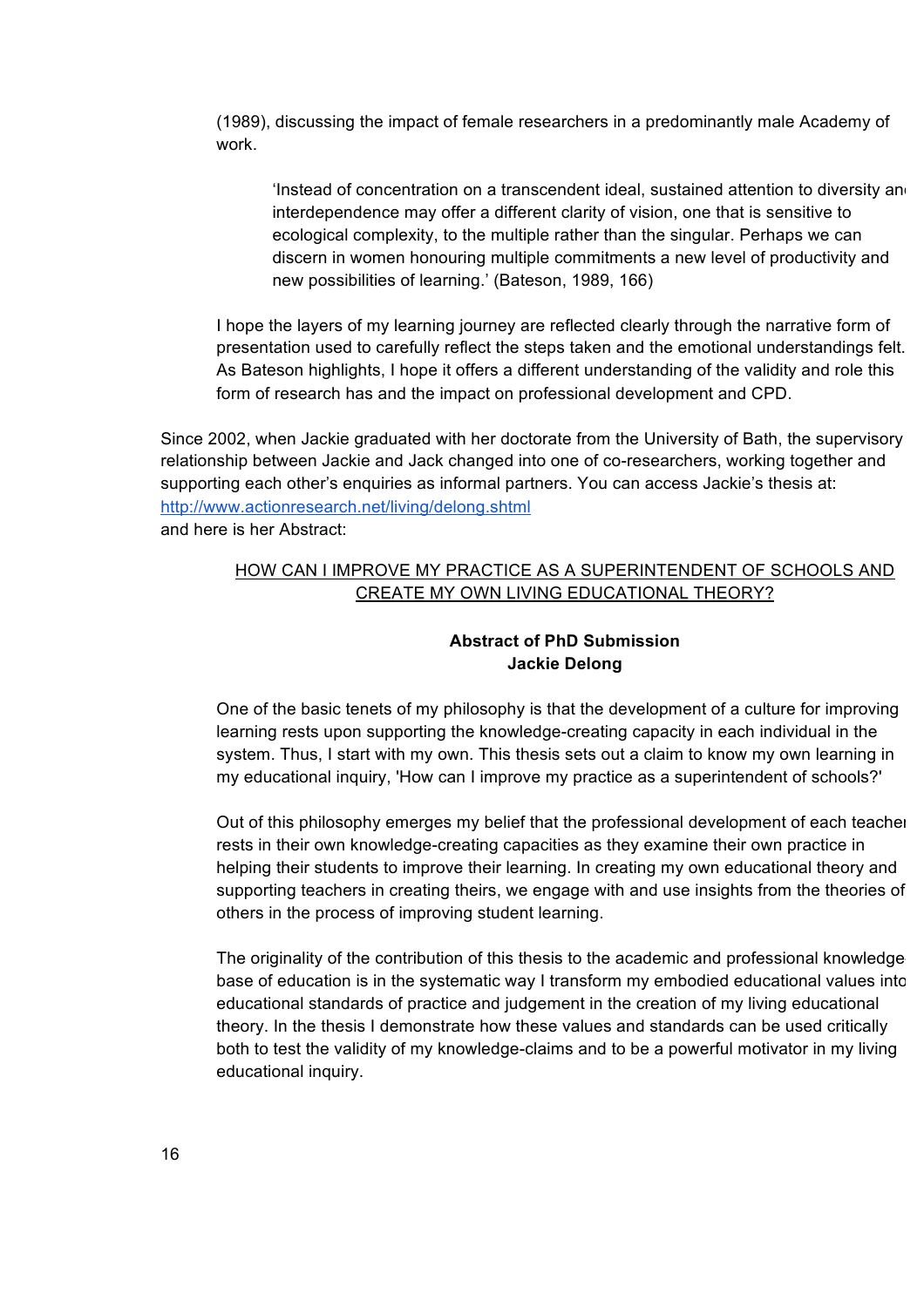(1989), discussing the impact of female researchers in a predominantly male Academy of work.

> 'Instead of concentration on a transcendent ideal, sustained attention to diversity and interdependence may offer a different clarity of vision, one that is sensitive to ecological complexity, to the multiple rather than the singular. Perhaps we can discern in women honouring multiple commitments a new level of productivity and new possibilities of learning.' (Bateson, 1989, 166)

I hope the layers of my learning journey are reflected clearly through the narrative form of presentation used to carefully reflect the steps taken and the emotional understandings felt. As Bateson highlights, I hope it offers a different understanding of the validity and role this form of research has and the impact on professional development and CPD.

Since 2002, when Jackie graduated with her doctorate from the University of Bath, the supervisory relationship between Jackie and Jack changed into one of co-researchers, working together and supporting each other's enquiries as informal partners. You can access Jackie's thesis at: [http://www.actionresearch.net/living/delong.shtml](http://www.actionresearch.net/living/delong.shtml)
and here is her Abstract:

<u>HOW CAN I IMPROVE MY PRACTICE AS A SUPERINTENDENT OF SCHOOLS AND CREATE MY OWN LIVING EDUCATIONAL THEORY?</u>

**Abstract of PhD Submission**
**Jackie Delong**

One of the basic tenets of my philosophy is that the development of a culture for improving learning rests upon supporting the knowledge-creating capacity in each individual in the system. Thus, I start with my own. This thesis sets out a claim to know my own learning in my educational inquiry, 'How can I improve my practice as a superintendent of schools?'

Out of this philosophy emerges my belief that the professional development of each teacher rests in their own knowledge-creating capacities as they examine their own practice in helping their students to improve their learning. In creating my own educational theory and supporting teachers in creating theirs, we engage with and use insights from the theories of others in the process of improving student learning.

The originality of the contribution of this thesis to the academic and professional knowledge base of education is in the systematic way I transform my embodied educational values into educational standards of practice and judgement in the creation of my living educational theory. In the thesis I demonstrate how these values and standards can be used critically both to test the validity of my knowledge-claims and to be a powerful motivator in my living educational inquiry.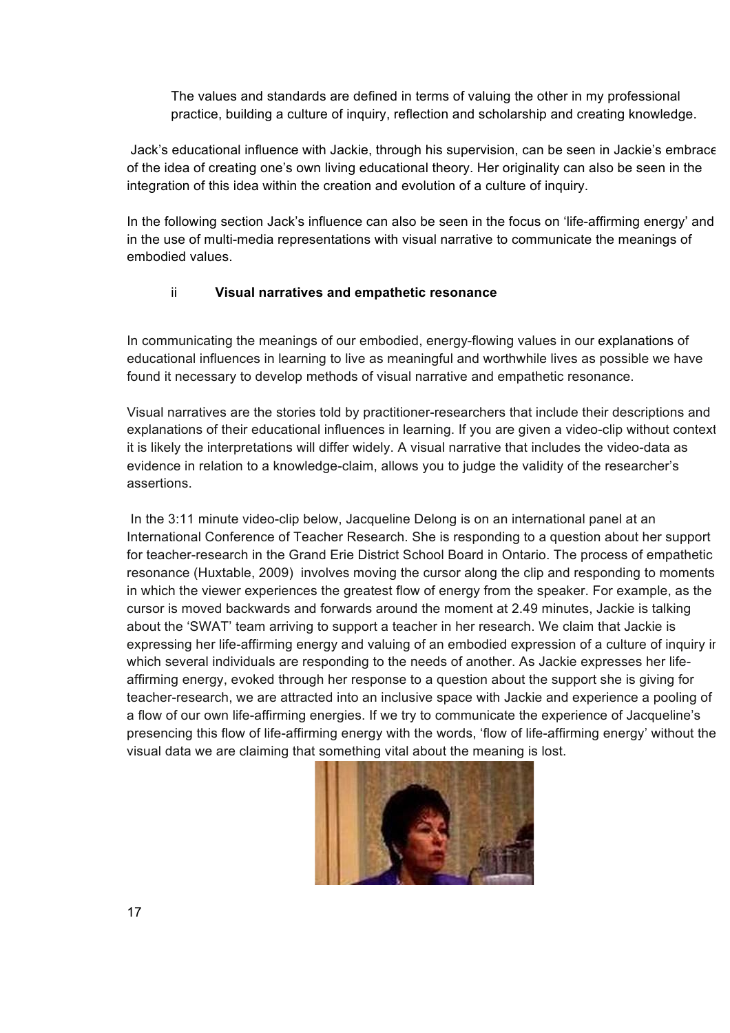The values and standards are defined in terms of valuing the other in my professional practice, building a culture of inquiry, reflection and scholarship and creating knowledge.

Jack's educational influence with Jackie, through his supervision, can be seen in Jackie's embrace of the idea of creating one's own living educational theory. Her originality can also be seen in the integration of this idea within the creation and evolution of a culture of inquiry.

In the following section Jack's influence can also be seen in the focus on 'life-affirming energy' and in the use of multi-media representations with visual narrative to communicate the meanings of embodied values.

### ii Visual narratives and empathetic resonance

In communicating the meanings of our embodied, energy-flowing values in our explanations of educational influences in learning to live as meaningful and worthwhile lives as possible we have found it necessary to develop methods of visual narrative and empathetic resonance.

Visual narratives are the stories told by practitioner-researchers that include their descriptions and explanations of their educational influences in learning. If you are given a video-clip without context it is likely the interpretations will differ widely. A visual narrative that includes the video-data as evidence in relation to a knowledge-claim, allows you to judge the validity of the researcher's assertions.

In the 3:11 minute video-clip below, Jacqueline Delong is on an international panel at an International Conference of Teacher Research. She is responding to a question about her support for teacher-research in the Grand Erie District School Board in Ontario. The process of empathetic resonance (Huxtable, 2009) involves moving the cursor along the clip and responding to moments in which the viewer experiences the greatest flow of energy from the speaker. For example, as the cursor is moved backwards and forwards around the moment at 2.49 minutes, Jackie is talking about the 'SWAT' team arriving to support a teacher in her research. We claim that Jackie is expressing her life-affirming energy and valuing of an embodied expression of a culture of inquiry in which several individuals are responding to the needs of another. As Jackie expresses her life-affirming energy, evoked through her response to a question about the support she is giving for teacher-research, we are attracted into an inclusive space with Jackie and experience a pooling of a flow of our own life-affirming energies. If we try to communicate the experience of Jacqueline's presencing this flow of life-affirming energy with the words, 'flow of life-affirming energy' without the visual data we are claiming that something vital about the meaning is lost.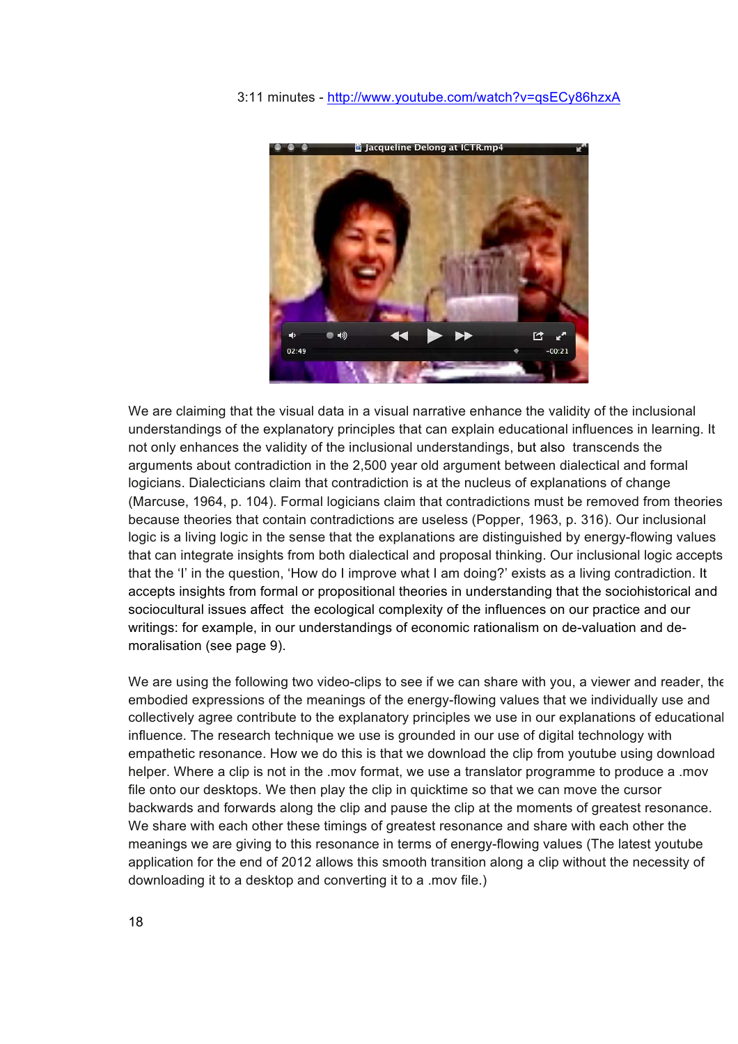3:11 minutes - [http://www.youtube.com/watch?v=qsECy86hzxA](http://www.youtube.com/watch?v=qsECy86hzxA)

We are claiming that the visual data in a visual narrative enhance the validity of the inclusional understandings of the explanatory principles that can explain educational influences in learning. It not only enhances the validity of the inclusional understandings, but also transcends the arguments about contradiction in the 2,500 year old argument between dialectical and formal logicians. Dialecticians claim that contradiction is at the nucleus of explanations of change (Marcuse, 1964, p. 104). Formal logicians claim that contradictions must be removed from theories because theories that contain contradictions are useless (Popper, 1963, p. 316). Our inclusional logic is a living logic in the sense that the explanations are distinguished by energy-flowing values that can integrate insights from both dialectical and proposal thinking. Our inclusional logic accepts that the 'I' in the question, 'How do I improve what I am doing?' exists as a living contradiction. It accepts insights from formal or propositional theories in understanding that the sociohistorical and sociocultural issues affect the ecological complexity of the influences on our practice and our writings: for example, in our understandings of economic rationalism on de-valuation and de-moralisation (see page 9).

We are using the following two video-clips to see if we can share with you, a viewer and reader, the embodied expressions of the meanings of the energy-flowing values that we individually use and collectively agree contribute to the explanatory principles we use in our explanations of educational influence. The research technique we use is grounded in our use of digital technology with empathetic resonance. How we do this is that we download the clip from youtube using download helper. Where a clip is not in the .mov format, we use a translator programme to produce a .mov file onto our desktops. We then play the clip in quicktime so that we can move the cursor backwards and forwards along the clip and pause the clip at the moments of greatest resonance. We share with each other these timings of greatest resonance and share with each other the meanings we are giving to this resonance in terms of energy-flowing values (The latest youtube application for the end of 2012 allows this smooth transition along a clip without the necessity of downloading it to a desktop and converting it to a .mov file.)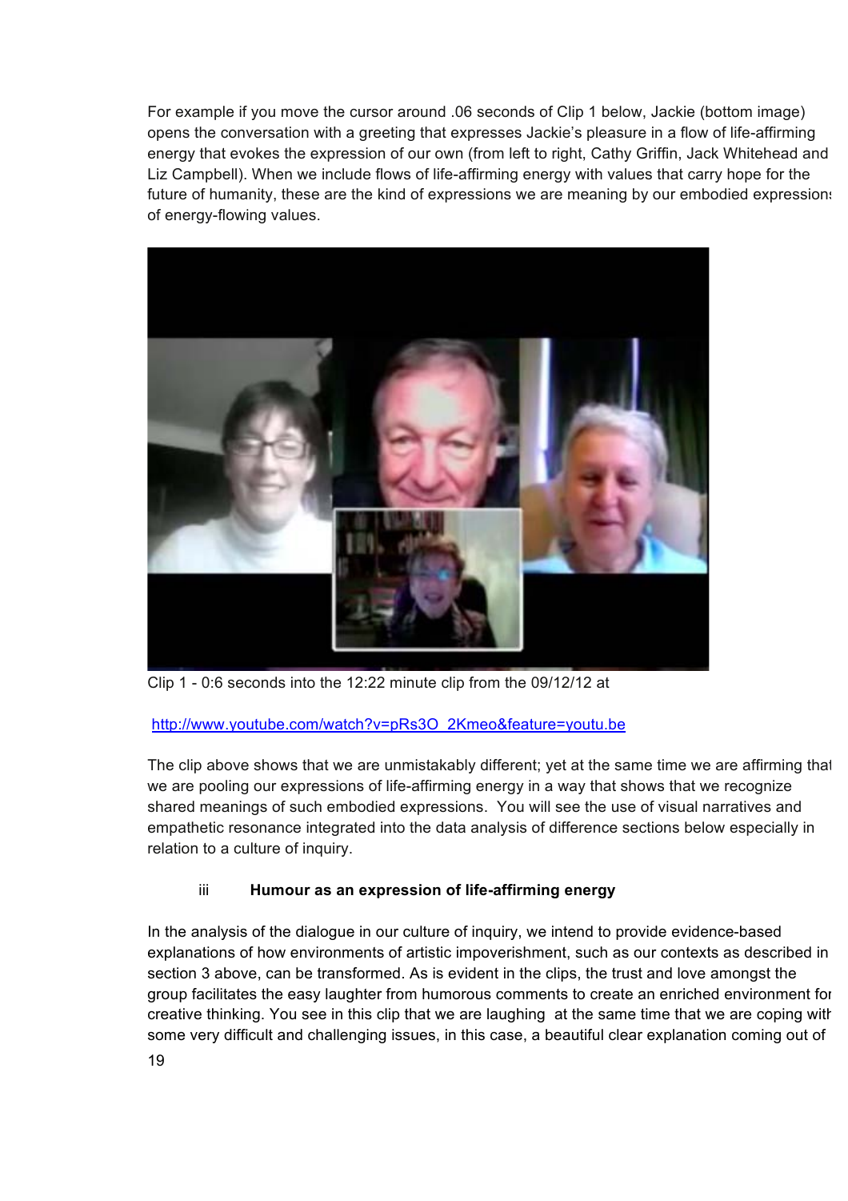For example if you move the cursor around .06 seconds of Clip 1 below, Jackie (bottom image) opens the conversation with a greeting that expresses Jackie's pleasure in a flow of life-affirming energy that evokes the expression of our own (from left to right, Cathy Griffin, Jack Whitehead and Liz Campbell). When we include flows of life-affirming energy with values that carry hope for the future of humanity, these are the kind of expressions we are meaning by our embodied expressions of energy-flowing values.

Clip 1 - 0:6 seconds into the 12:22 minute clip from the 09/12/12 at

http://www.youtube.com/watch?v=pRs3O_2Kmeo&feature=youtu.be

The clip above shows that we are unmistakably different; yet at the same time we are affirming that we are pooling our expressions of life-affirming energy in a way that shows that we recognize shared meanings of such embodied expressions. You will see the use of visual narratives and empathetic resonance integrated into the data analysis of difference sections below especially in relation to a culture of inquiry.

### iii Humour as an expression of life-affirming energy

In the analysis of the dialogue in our culture of inquiry, we intend to provide evidence-based explanations of how environments of artistic impoverishment, such as our contexts as described in section 3 above, can be transformed. As is evident in the clips, the trust and love amongst the group facilitates the easy laughter from humorous comments to create an enriched environment for creative thinking. You see in this clip that we are laughing at the same time that we are coping with some very difficult and challenging issues, in this case, a beautiful clear explanation coming out of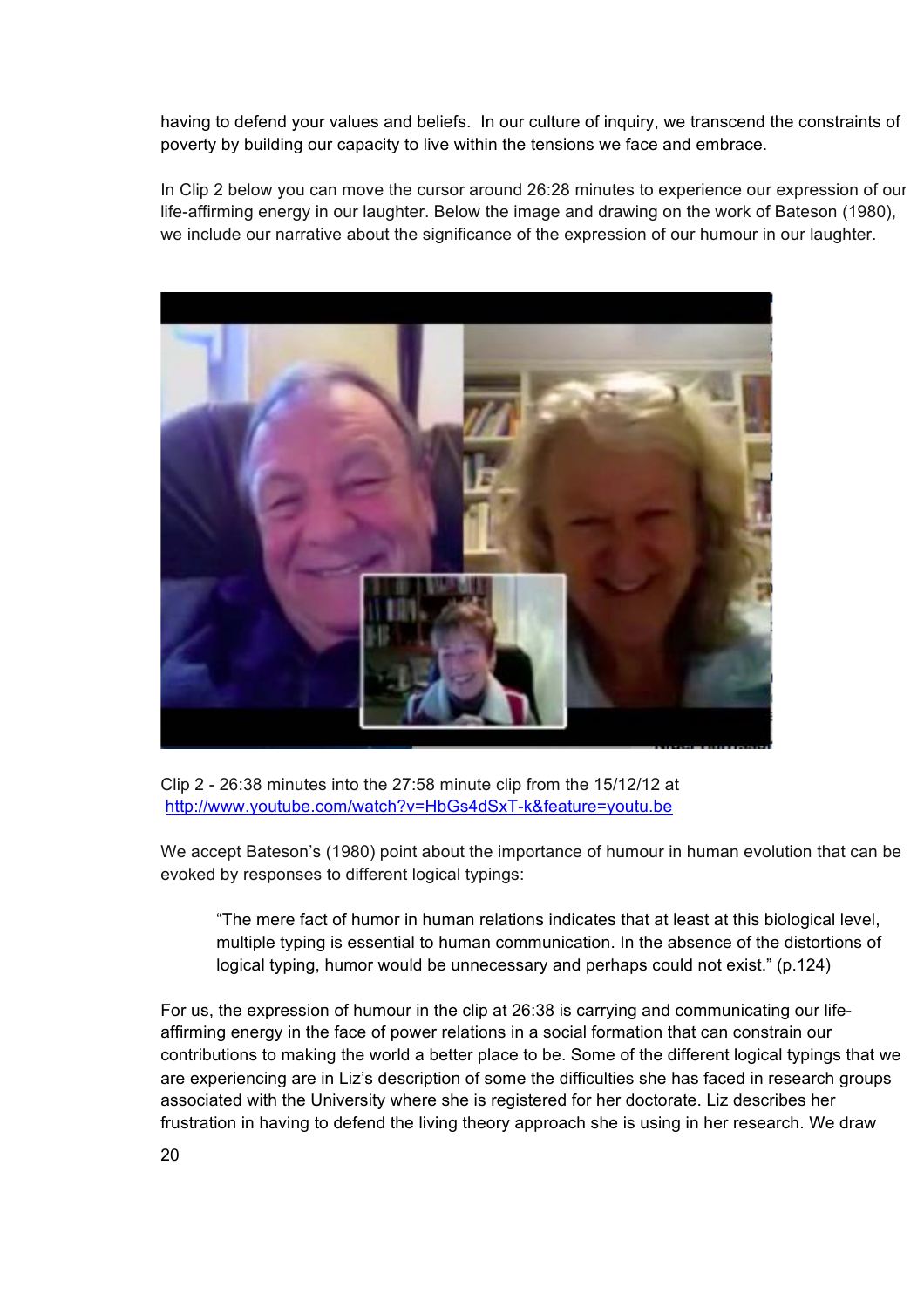having to defend your values and beliefs. In our culture of inquiry, we transcend the constraints of poverty by building our capacity to live within the tensions we face and embrace.

In Clip 2 below you can move the cursor around 26:28 minutes to experience our expression of our life-affirming energy in our laughter. Below the image and drawing on the work of Bateson (1980), we include our narrative about the significance of the expression of our humour in our laughter.

Clip 2 - 26:38 minutes into the 27:58 minute clip from the 15/12/12 at http://www.youtube.com/watch?v=HbGs4dSxT-k&feature=youtu.be

We accept Bateson's (1980) point about the importance of humour in human evolution that can be evoked by responses to different logical typings:

> "The mere fact of humor in human relations indicates that at least at this biological level, multiple typing is essential to human communication. In the absence of the distortions of logical typing, humor would be unnecessary and perhaps could not exist." (p.124)

For us, the expression of humour in the clip at 26:38 is carrying and communicating our life-affirming energy in the face of power relations in a social formation that can constrain our contributions to making the world a better place to be. Some of the different logical typings that we are experiencing are in Liz's description of some the difficulties she has faced in research groups associated with the University where she is registered for her doctorate. Liz describes her frustration in having to defend the living theory approach she is using in her research. We draw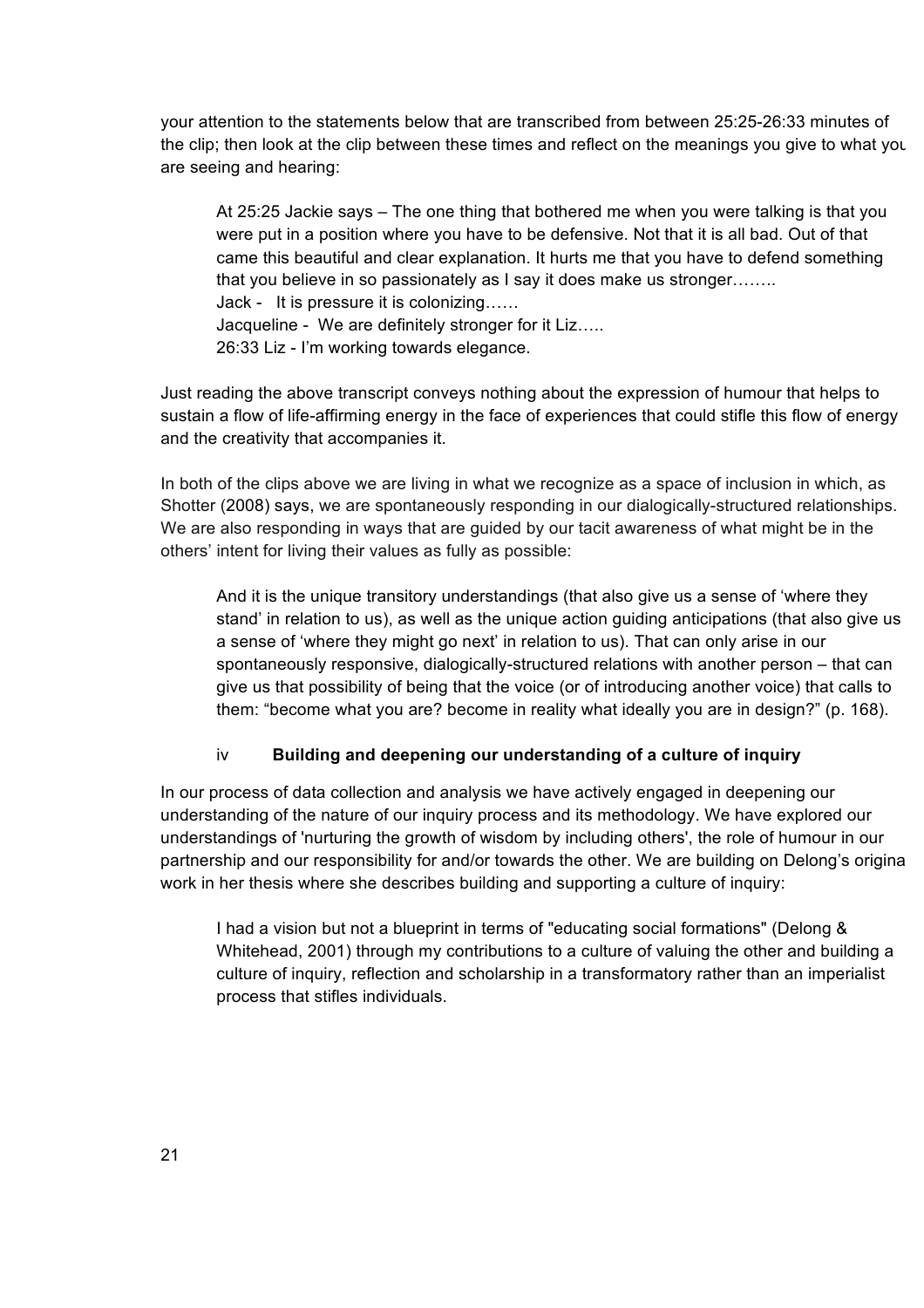your attention to the statements below that are transcribed from between 25:25-26:33 minutes of the clip; then look at the clip between these times and reflect on the meanings you give to what you are seeing and hearing:

> At 25:25 Jackie says – The one thing that bothered me when you were talking is that you were put in a position where you have to be defensive. Not that it is all bad. Out of that came this beautiful and clear explanation. It hurts me that you have to defend something that you believe in so passionately as I say it does make us stronger……..
> Jack - It is pressure it is colonizing……
> Jacqueline - We are definitely stronger for it Liz…..
> 26:33 Liz - I'm working towards elegance.

Just reading the above transcript conveys nothing about the expression of humour that helps to sustain a flow of life-affirming energy in the face of experiences that could stifle this flow of energy and the creativity that accompanies it.

In both of the clips above we are living in what we recognize as a space of inclusion in which, as Shotter (2008) says, we are spontaneously responding in our dialogically-structured relationships. We are also responding in ways that are guided by our tacit awareness of what might be in the others' intent for living their values as fully as possible:

> And it is the unique transitory understandings (that also give us a sense of 'where they stand' in relation to us), as well as the unique action guiding anticipations (that also give us a sense of 'where they might go next' in relation to us). That can only arise in our spontaneously responsive, dialogically-structured relations with another person – that can give us that possibility of being that the voice (or of introducing another voice) that calls to them: "become what you are? become in reality what ideally you are in design?" (p. 168).

### iv Building and deepening our understanding of a culture of inquiry

In our process of data collection and analysis we have actively engaged in deepening our understanding of the nature of our inquiry process and its methodology. We have explored our understandings of 'nurturing the growth of wisdom by including others', the role of humour in our partnership and our responsibility for and/or towards the other. We are building on Delong's original work in her thesis where she describes building and supporting a culture of inquiry:

> I had a vision but not a blueprint in terms of "educating social formations" (Delong & Whitehead, 2001) through my contributions to a culture of valuing the other and building a culture of inquiry, reflection and scholarship in a transformatory rather than an imperialist process that stifles individuals.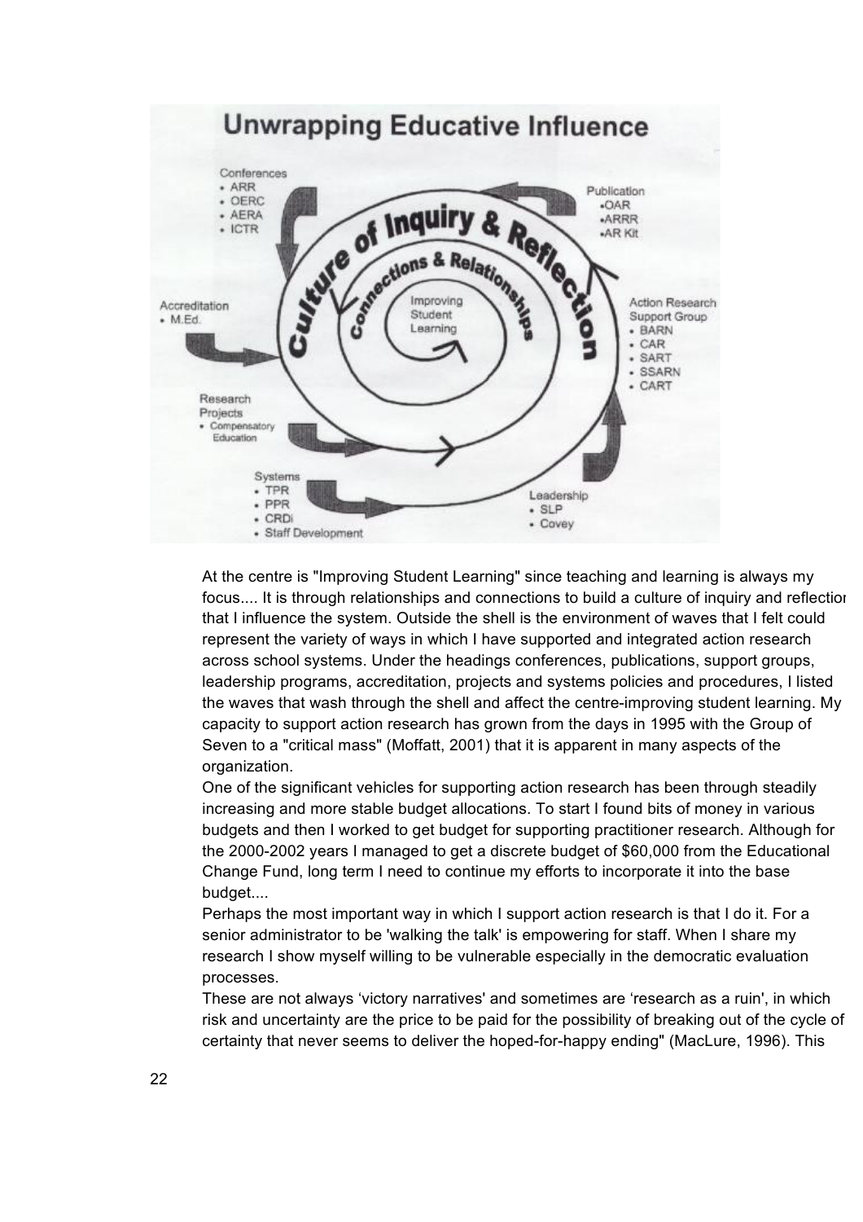**Unwrapping Educative Influence**

Conferences
- ARR
- OERC
- AERA
- ICTR

Publication
- OAR
- ARRR
- AR Kit

Accreditation
- M.Ed.

Action Research Support Group
- BARN
- CAR
- SART
- SSARN
- CART

Research Projects
- Compensatory Education

Systems
- TPR
- PPR
- CRDi
- Staff Development

Leadership
- SLP
- Covey

Culture of Inquiry & Reflection

Connections & Relationships

Improving Student Learning

At the centre is "Improving Student Learning" since teaching and learning is always my focus.... It is through relationships and connections to build a culture of inquiry and reflection that I influence the system. Outside the shell is the environment of waves that I felt could represent the variety of ways in which I have supported and integrated action research across school systems. Under the headings conferences, publications, support groups, leadership programs, accreditation, projects and systems policies and procedures, I listed the waves that wash through the shell and affect the centre-improving student learning. My capacity to support action research has grown from the days in 1995 with the Group of Seven to a "critical mass" (Moffatt, 2001) that it is apparent in many aspects of the organization.

One of the significant vehicles for supporting action research has been through steadily increasing and more stable budget allocations. To start I found bits of money in various budgets and then I worked to get budget for supporting practitioner research. Although for the 2000-2002 years I managed to get a discrete budget of $60,000 from the Educational Change Fund, long term I need to continue my efforts to incorporate it into the base budget....

Perhaps the most important way in which I support action research is that I do it. For a senior administrator to be 'walking the talk' is empowering for staff. When I share my research I show myself willing to be vulnerable especially in the democratic evaluation processes.

These are not always 'victory narratives' and sometimes are 'research as a ruin', in which risk and uncertainty are the price to be paid for the possibility of breaking out of the cycle of certainty that never seems to deliver the hoped-for-happy ending" (MacLure, 1996). This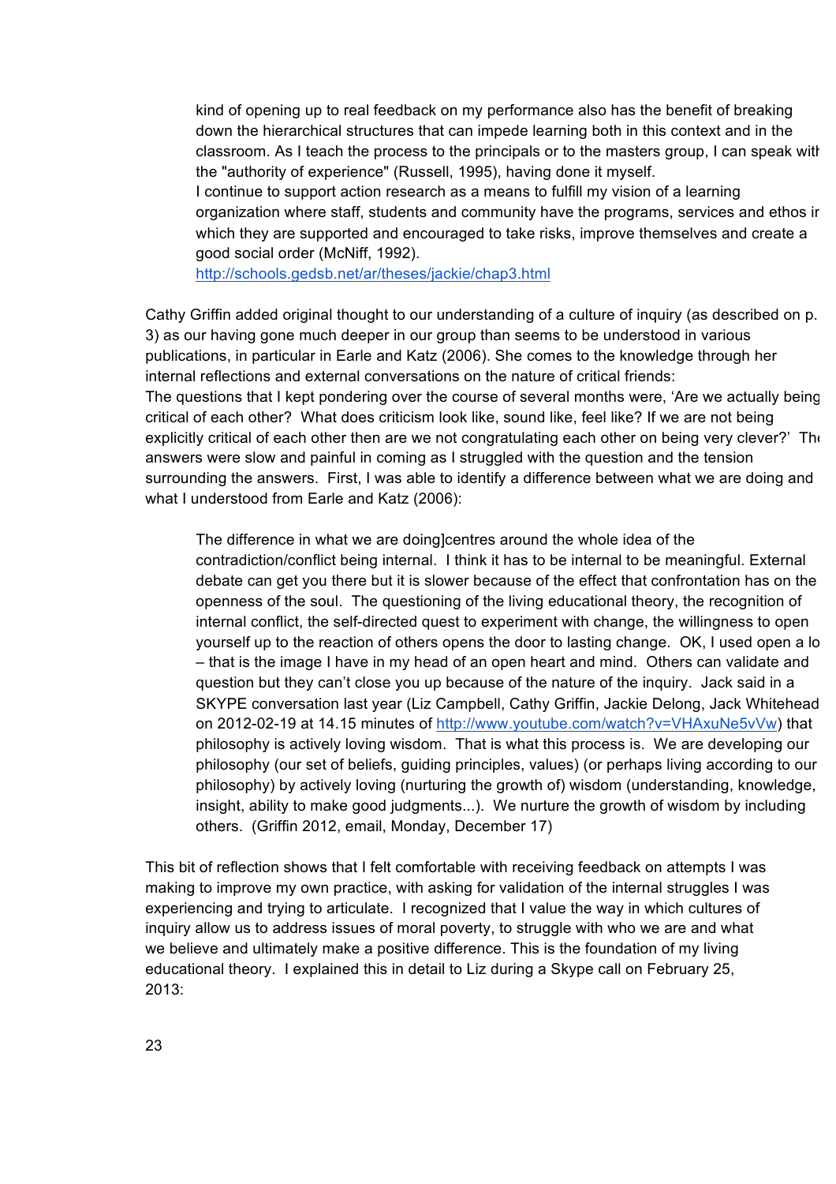> kind of opening up to real feedback on my performance also has the benefit of breaking down the hierarchical structures that can impede learning both in this context and in the classroom. As I teach the process to the principals or to the masters group, I can speak with the "authority of experience" (Russell, 1995), having done it myself.
> I continue to support action research as a means to fulfill my vision of a learning organization where staff, students and community have the programs, services and ethos in which they are supported and encouraged to take risks, improve themselves and create a good social order (McNiff, 1992).
> http://schools.gedsb.net/ar/theses/jackie/chap3.html

Cathy Griffin added original thought to our understanding of a culture of inquiry (as described on p. 3) as our having gone much deeper in our group than seems to be understood in various publications, in particular in Earle and Katz (2006). She comes to the knowledge through her internal reflections and external conversations on the nature of critical friends:
The questions that I kept pondering over the course of several months were, 'Are we actually being critical of each other? What does criticism look like, sound like, feel like? If we are not being explicitly critical of each other then are we not congratulating each other on being very clever?' The answers were slow and painful in coming as I struggled with the question and the tension surrounding the answers. First, I was able to identify a difference between what we are doing and what I understood from Earle and Katz (2006):

> The difference in what we are doing]centres around the whole idea of the contradiction/conflict being internal. I think it has to be internal to be meaningful. External debate can get you there but it is slower because of the effect that confrontation has on the openness of the soul. The questioning of the living educational theory, the recognition of internal conflict, the self-directed quest to experiment with change, the willingness to open yourself up to the reaction of others opens the door to lasting change. OK, I used open a lot – that is the image I have in my head of an open heart and mind. Others can validate and question but they can't close you up because of the nature of the inquiry. Jack said in a SKYPE conversation last year (Liz Campbell, Cathy Griffin, Jackie Delong, Jack Whitehead on 2012-02-19 at 14.15 minutes of http://www.youtube.com/watch?v=VHAxuNe5vVw) that philosophy is actively loving wisdom. That is what this process is. We are developing our philosophy (our set of beliefs, guiding principles, values) (or perhaps living according to our philosophy) by actively loving (nurturing the growth of) wisdom (understanding, knowledge, insight, ability to make good judgments...). We nurture the growth of wisdom by including others. (Griffin 2012, email, Monday, December 17)

This bit of reflection shows that I felt comfortable with receiving feedback on attempts I was making to improve my own practice, with asking for validation of the internal struggles I was experiencing and trying to articulate. I recognized that I value the way in which cultures of inquiry allow us to address issues of moral poverty, to struggle with who we are and what we believe and ultimately make a positive difference. This is the foundation of my living educational theory. I explained this in detail to Liz during a Skype call on February 25, 2013: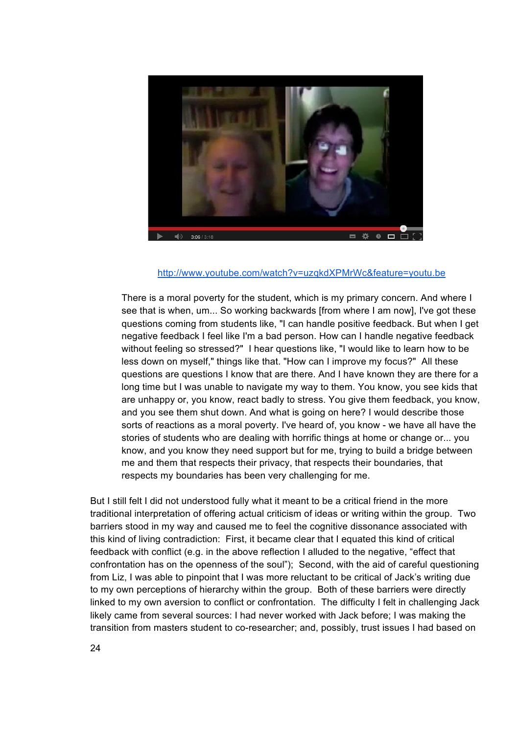http://www.youtube.com/watch?v=uzqkdXPMrWc&feature=youtu.be

> There is a moral poverty for the student, which is my primary concern. And where I see that is when, um... So working backwards [from where I am now], I've got these questions coming from students like, "I can handle positive feedback. But when I get negative feedback I feel like I'm a bad person. How can I handle negative feedback without feeling so stressed?" I hear questions like, "I would like to learn how to be less down on myself," things like that. "How can I improve my focus?" All these questions are questions I know that are there. And I have known they are there for a long time but I was unable to navigate my way to them. You know, you see kids that are unhappy or, you know, react badly to stress. You give them feedback, you know, and you see them shut down. And what is going on here? I would describe those sorts of reactions as a moral poverty. I've heard of, you know - we have all have the stories of students who are dealing with horrific things at home or change or... you know, and you know they need support but for me, trying to build a bridge between me and them that respects their privacy, that respects their boundaries, that respects my boundaries has been very challenging for me.

But I still felt I did not understood fully what it meant to be a critical friend in the more traditional interpretation of offering actual criticism of ideas or writing within the group. Two barriers stood in my way and caused me to feel the cognitive dissonance associated with this kind of living contradiction: First, it became clear that I equated this kind of critical feedback with conflict (e.g. in the above reflection I alluded to the negative, "effect that confrontation has on the openness of the soul"); Second, with the aid of careful questioning from Liz, I was able to pinpoint that I was more reluctant to be critical of Jack's writing due to my own perceptions of hierarchy within the group. Both of these barriers were directly linked to my own aversion to conflict or confrontation. The difficulty I felt in challenging Jack likely came from several sources: I had never worked with Jack before; I was making the transition from masters student to co-researcher; and, possibly, trust issues I had based on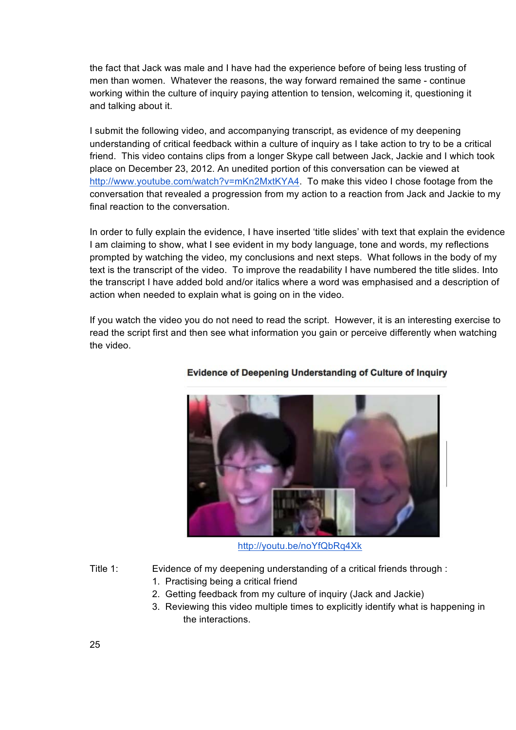the fact that Jack was male and I have had the experience before of being less trusting of men than women. Whatever the reasons, the way forward remained the same - continue working within the culture of inquiry paying attention to tension, welcoming it, questioning it and talking about it.

I submit the following video, and accompanying transcript, as evidence of my deepening understanding of critical feedback within a culture of inquiry as I take action to try to be a critical friend. This video contains clips from a longer Skype call between Jack, Jackie and I which took place on December 23, 2012. An unedited portion of this conversation can be viewed at http://www.youtube.com/watch?v=mKn2MxtKYA4. To make this video I chose footage from the conversation that revealed a progression from my action to a reaction from Jack and Jackie to my final reaction to the conversation.

In order to fully explain the evidence, I have inserted 'title slides' with text that explain the evidence I am claiming to show, what I see evident in my body language, tone and words, my reflections prompted by watching the video, my conclusions and next steps. What follows in the body of my text is the transcript of the video. To improve the readability I have numbered the title slides. Into the transcript I have added bold and/or italics where a word was emphasised and a description of action when needed to explain what is going on in the video.

If you watch the video you do not need to read the script. However, it is an interesting exercise to read the script first and then see what information you gain or perceive differently when watching the video.

**Evidence of Deepening Understanding of Culture of Inquiry**

http://youtu.be/noYfQbRq4Xk

Title 1: Evidence of my deepening understanding of a critical friends through :

1. Practising being a critical friend
2. Getting feedback from my culture of inquiry (Jack and Jackie)
3. Reviewing this video multiple times to explicitly identify what is happening in the interactions.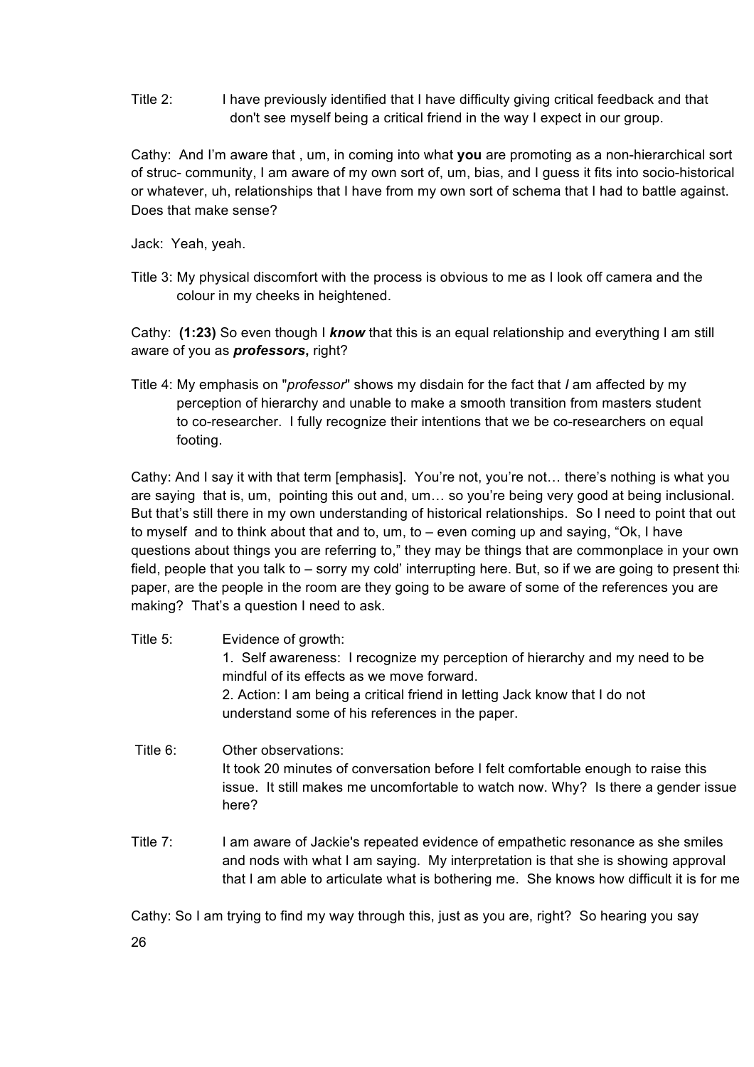Title 2: I have previously identified that I have difficulty giving critical feedback and that don't see myself being a critical friend in the way I expect in our group.

Cathy: And I'm aware that , um, in coming into what **you** are promoting as a non-hierarchical sort of struc- community, I am aware of my own sort of, um, bias, and I guess it fits into socio-historical or whatever, uh, relationships that I have from my own sort of schema that I had to battle against. Does that make sense?

Jack: Yeah, yeah.

Title 3: My physical discomfort with the process is obvious to me as I look off camera and the colour in my cheeks in heightened.

Cathy: **(1:23)** So even though I ***know*** that this is an equal relationship and everything I am still aware of you as ***professors***, right?

Title 4: My emphasis on "*professor*" shows my disdain for the fact that *I* am affected by my perception of hierarchy and unable to make a smooth transition from masters student to co-researcher. I fully recognize their intentions that we be co-researchers on equal footing.

Cathy: And I say it with that term [emphasis]. You're not, you're not… there's nothing is what you are saying that is, um, pointing this out and, um… so you're being very good at being inclusional. But that's still there in my own understanding of historical relationships. So I need to point that out to myself and to think about that and to, um, to – even coming up and saying, "Ok, I have questions about things you are referring to," they may be things that are commonplace in your own field, people that you talk to – sorry my cold' interrupting here. But, so if we are going to present this paper, are the people in the room are they going to be aware of some of the references you are making? That's a question I need to ask.

Title 5: Evidence of growth:
1. Self awareness: I recognize my perception of hierarchy and my need to be mindful of its effects as we move forward.
2. Action: I am being a critical friend in letting Jack know that I do not understand some of his references in the paper.

Title 6: Other observations:
It took 20 minutes of conversation before I felt comfortable enough to raise this issue. It still makes me uncomfortable to watch now. Why? Is there a gender issue here?

Title 7: I am aware of Jackie's repeated evidence of empathetic resonance as she smiles and nods with what I am saying. My interpretation is that she is showing approval that I am able to articulate what is bothering me. She knows how difficult it is for me

Cathy: So I am trying to find my way through this, just as you are, right? So hearing you say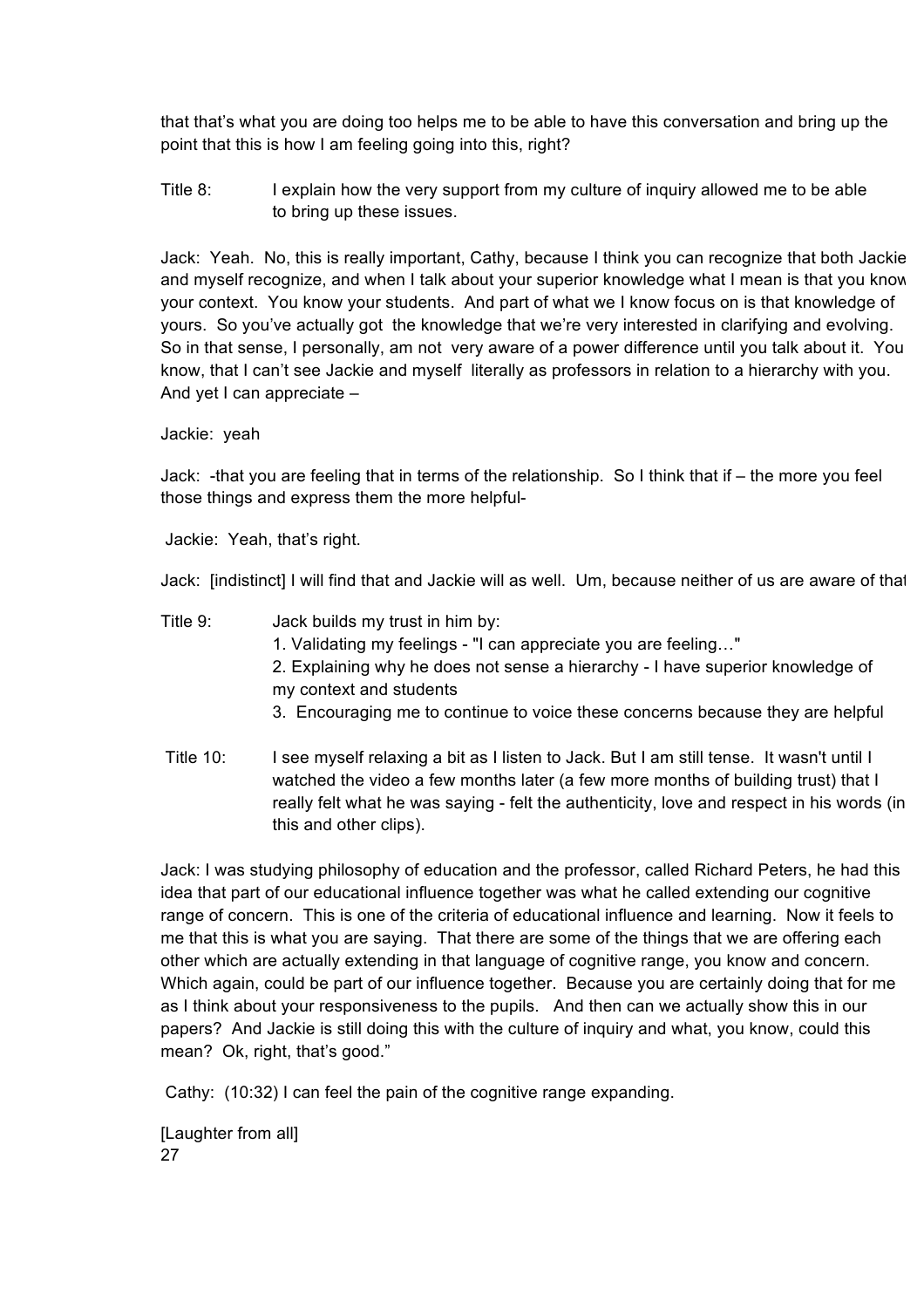that that's what you are doing too helps me to be able to have this conversation and bring up the point that this is how I am feeling going into this, right?

Title 8: I explain how the very support from my culture of inquiry allowed me to be able to bring up these issues.

Jack: Yeah. No, this is really important, Cathy, because I think you can recognize that both Jackie and myself recognize, and when I talk about your superior knowledge what I mean is that you know your context. You know your students. And part of what we I know focus on is that knowledge of yours. So you've actually got the knowledge that we're very interested in clarifying and evolving. So in that sense, I personally, am not very aware of a power difference until you talk about it. You know, that I can't see Jackie and myself literally as professors in relation to a hierarchy with you. And yet I can appreciate –

Jackie: yeah

Jack: -that you are feeling that in terms of the relationship. So I think that if – the more you feel those things and express them the more helpful-

Jackie: Yeah, that's right.

Jack: [indistinct] I will find that and Jackie will as well. Um, because neither of us are aware of that

Title 9: Jack builds my trust in him by:
1. Validating my feelings - "I can appreciate you are feeling…"
2. Explaining why he does not sense a hierarchy - I have superior knowledge of my context and students
3. Encouraging me to continue to voice these concerns because they are helpful

Title 10: I see myself relaxing a bit as I listen to Jack. But I am still tense. It wasn't until I watched the video a few months later (a few more months of building trust) that I really felt what he was saying - felt the authenticity, love and respect in his words (in this and other clips).

Jack: I was studying philosophy of education and the professor, called Richard Peters, he had this idea that part of our educational influence together was what he called extending our cognitive range of concern. This is one of the criteria of educational influence and learning. Now it feels to me that this is what you are saying. That there are some of the things that we are offering each other which are actually extending in that language of cognitive range, you know and concern. Which again, could be part of our influence together. Because you are certainly doing that for me as I think about your responsiveness to the pupils. And then can we actually show this in our papers? And Jackie is still doing this with the culture of inquiry and what, you know, could this mean? Ok, right, that's good."

Cathy: (10:32) I can feel the pain of the cognitive range expanding.

[Laughter from all]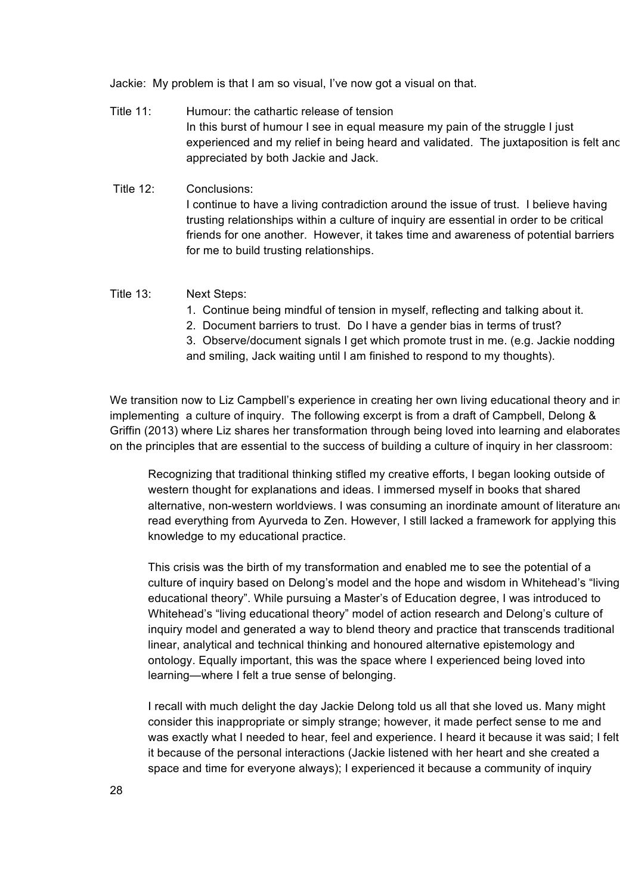Jackie: My problem is that I am so visual, I've now got a visual on that.

Title 11: Humour: the cathartic release of tension
In this burst of humour I see in equal measure my pain of the struggle I just experienced and my relief in being heard and validated. The juxtaposition is felt and appreciated by both Jackie and Jack.

Title 12: Conclusions:
I continue to have a living contradiction around the issue of trust. I believe having trusting relationships within a culture of inquiry are essential in order to be critical friends for one another. However, it takes time and awareness of potential barriers for me to build trusting relationships.

Title 13: Next Steps:

1. Continue being mindful of tension in myself, reflecting and talking about it.
2. Document barriers to trust. Do I have a gender bias in terms of trust?
3. Observe/document signals I get which promote trust in me. (e.g. Jackie nodding and smiling, Jack waiting until I am finished to respond to my thoughts).

We transition now to Liz Campbell's experience in creating her own living educational theory and in implementing a culture of inquiry. The following excerpt is from a draft of Campbell, Delong & Griffin (2013) where Liz shares her transformation through being loved into learning and elaborates on the principles that are essential to the success of building a culture of inquiry in her classroom:

> Recognizing that traditional thinking stifled my creative efforts, I began looking outside of western thought for explanations and ideas. I immersed myself in books that shared alternative, non-western worldviews. I was consuming an inordinate amount of literature and read everything from Ayurveda to Zen. However, I still lacked a framework for applying this knowledge to my educational practice.
>
> This crisis was the birth of my transformation and enabled me to see the potential of a culture of inquiry based on Delong's model and the hope and wisdom in Whitehead's "living educational theory". While pursuing a Master's of Education degree, I was introduced to Whitehead's "living educational theory" model of action research and Delong's culture of inquiry model and generated a way to blend theory and practice that transcends traditional linear, analytical and technical thinking and honoured alternative epistemology and ontology. Equally important, this was the space where I experienced being loved into learning—where I felt a true sense of belonging.
>
> I recall with much delight the day Jackie Delong told us all that she loved us. Many might consider this inappropriate or simply strange; however, it made perfect sense to me and was exactly what I needed to hear, feel and experience. I heard it because it was said; I felt it because of the personal interactions (Jackie listened with her heart and she created a space and time for everyone always); I experienced it because a community of inquiry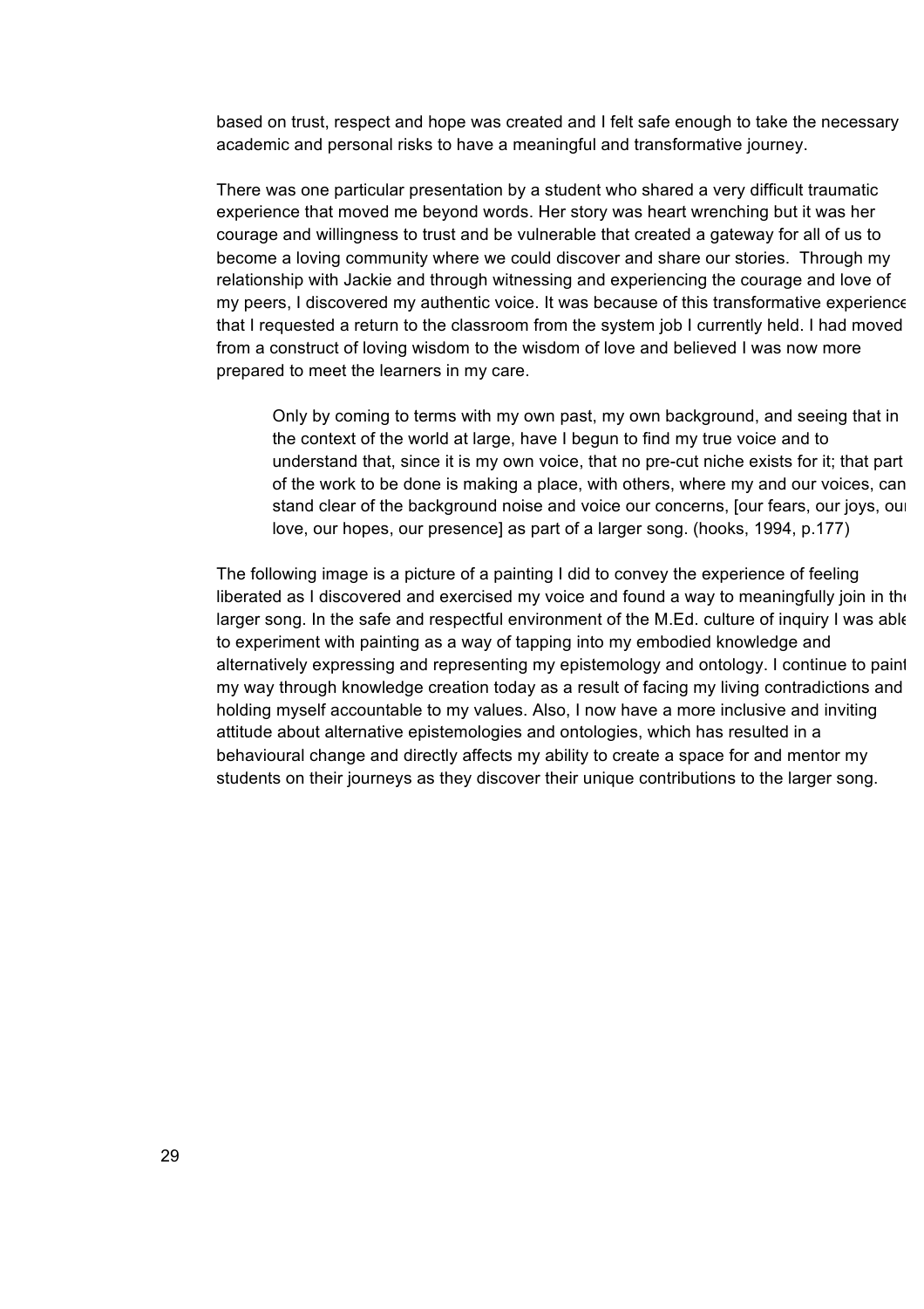based on trust, respect and hope was created and I felt safe enough to take the necessary academic and personal risks to have a meaningful and transformative journey.

There was one particular presentation by a student who shared a very difficult traumatic experience that moved me beyond words. Her story was heart wrenching but it was her courage and willingness to trust and be vulnerable that created a gateway for all of us to become a loving community where we could discover and share our stories. Through my relationship with Jackie and through witnessing and experiencing the courage and love of my peers, I discovered my authentic voice. It was because of this transformative experience that I requested a return to the classroom from the system job I currently held. I had moved from a construct of loving wisdom to the wisdom of love and believed I was now more prepared to meet the learners in my care.

> Only by coming to terms with my own past, my own background, and seeing that in the context of the world at large, have I begun to find my true voice and to understand that, since it is my own voice, that no pre-cut niche exists for it; that part of the work to be done is making a place, with others, where my and our voices, can stand clear of the background noise and voice our concerns, [our fears, our joys, our love, our hopes, our presence] as part of a larger song. (hooks, 1994, p.177)

The following image is a picture of a painting I did to convey the experience of feeling liberated as I discovered and exercised my voice and found a way to meaningfully join in the larger song. In the safe and respectful environment of the M.Ed. culture of inquiry I was able to experiment with painting as a way of tapping into my embodied knowledge and alternatively expressing and representing my epistemology and ontology. I continue to paint my way through knowledge creation today as a result of facing my living contradictions and holding myself accountable to my values. Also, I now have a more inclusive and inviting attitude about alternative epistemologies and ontologies, which has resulted in a behavioural change and directly affects my ability to create a space for and mentor my students on their journeys as they discover their unique contributions to the larger song.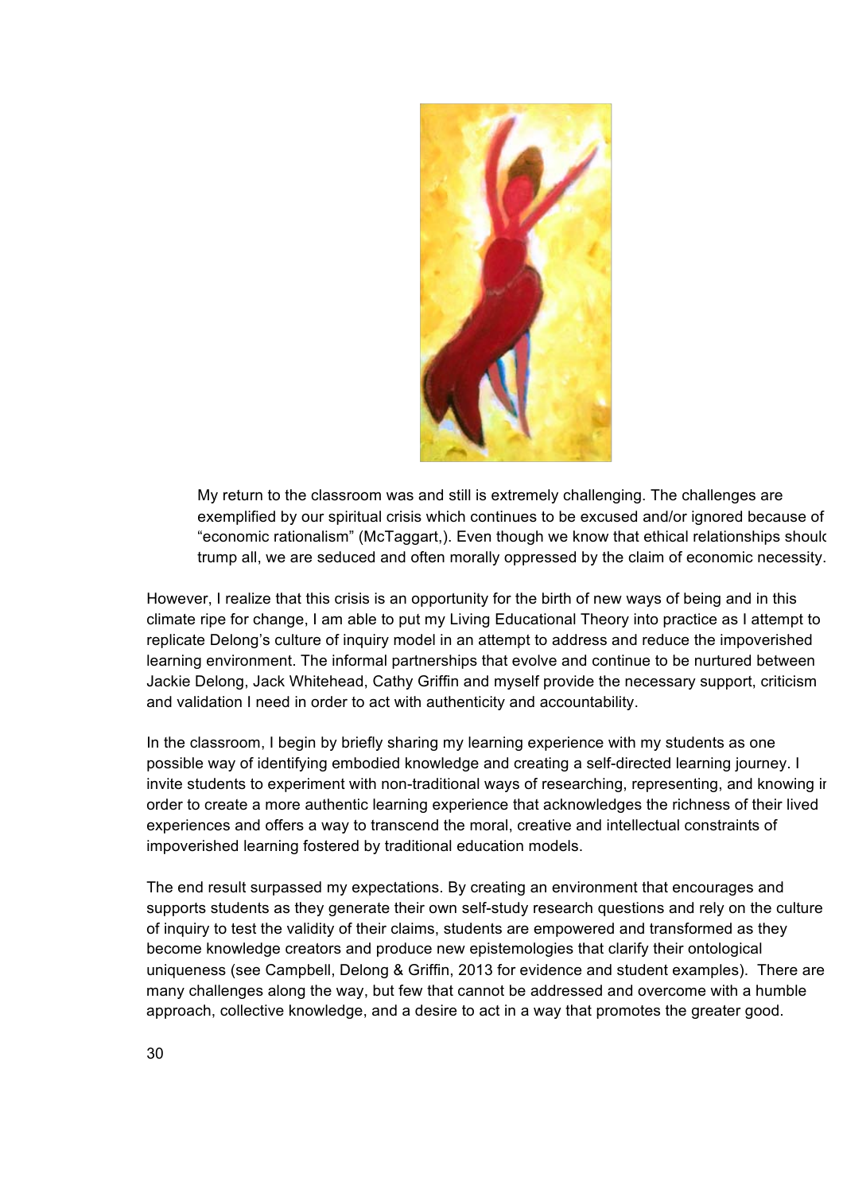> My return to the classroom was and still is extremely challenging. The challenges are exemplified by our spiritual crisis which continues to be excused and/or ignored because of "economic rationalism" (McTaggart,). Even though we know that ethical relationships should trump all, we are seduced and often morally oppressed by the claim of economic necessity.

However, I realize that this crisis is an opportunity for the birth of new ways of being and in this climate ripe for change, I am able to put my Living Educational Theory into practice as I attempt to replicate Delong's culture of inquiry model in an attempt to address and reduce the impoverished learning environment. The informal partnerships that evolve and continue to be nurtured between Jackie Delong, Jack Whitehead, Cathy Griffin and myself provide the necessary support, criticism and validation I need in order to act with authenticity and accountability.

In the classroom, I begin by briefly sharing my learning experience with my students as one possible way of identifying embodied knowledge and creating a self-directed learning journey. I invite students to experiment with non-traditional ways of researching, representing, and knowing in order to create a more authentic learning experience that acknowledges the richness of their lived experiences and offers a way to transcend the moral, creative and intellectual constraints of impoverished learning fostered by traditional education models.

The end result surpassed my expectations. By creating an environment that encourages and supports students as they generate their own self-study research questions and rely on the culture of inquiry to test the validity of their claims, students are empowered and transformed as they become knowledge creators and produce new epistemologies that clarify their ontological uniqueness (see Campbell, Delong & Griffin, 2013 for evidence and student examples). There are many challenges along the way, but few that cannot be addressed and overcome with a humble approach, collective knowledge, and a desire to act in a way that promotes the greater good.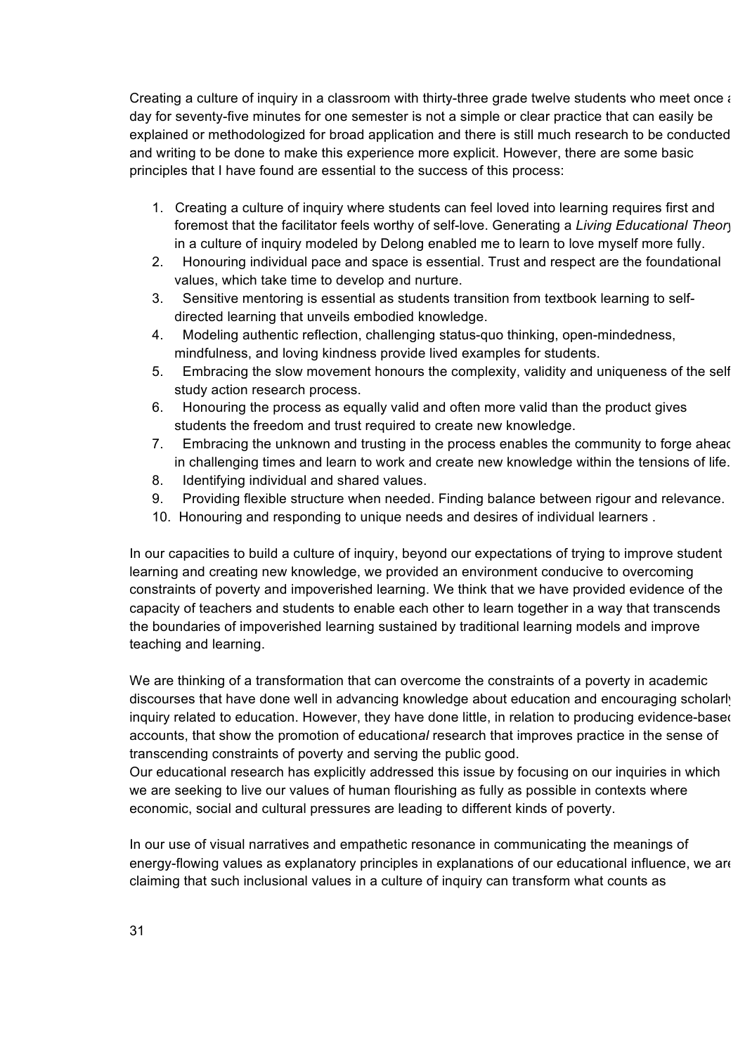Creating a culture of inquiry in a classroom with thirty-three grade twelve students who meet once a day for seventy-five minutes for one semester is not a simple or clear practice that can easily be explained or methodologized for broad application and there is still much research to be conducted and writing to be done to make this experience more explicit. However, there are some basic principles that I have found are essential to the success of this process:

1. Creating a culture of inquiry where students can feel loved into learning requires first and foremost that the facilitator feels worthy of self-love. Generating a *Living Educational Theory* in a culture of inquiry modeled by Delong enabled me to learn to love myself more fully.
2. Honouring individual pace and space is essential. Trust and respect are the foundational values, which take time to develop and nurture.
3. Sensitive mentoring is essential as students transition from textbook learning to self-directed learning that unveils embodied knowledge.
4. Modeling authentic reflection, challenging status-quo thinking, open-mindedness, mindfulness, and loving kindness provide lived examples for students.
5. Embracing the slow movement honours the complexity, validity and uniqueness of the self study action research process.
6. Honouring the process as equally valid and often more valid than the product gives students the freedom and trust required to create new knowledge.
7. Embracing the unknown and trusting in the process enables the community to forge ahead in challenging times and learn to work and create new knowledge within the tensions of life.
8. Identifying individual and shared values.
9. Providing flexible structure when needed. Finding balance between rigour and relevance.
10. Honouring and responding to unique needs and desires of individual learners .

In our capacities to build a culture of inquiry, beyond our expectations of trying to improve student learning and creating new knowledge, we provided an environment conducive to overcoming constraints of poverty and impoverished learning. We think that we have provided evidence of the capacity of teachers and students to enable each other to learn together in a way that transcends the boundaries of impoverished learning sustained by traditional learning models and improve teaching and learning.

We are thinking of a transformation that can overcome the constraints of a poverty in academic discourses that have done well in advancing knowledge about education and encouraging scholarly inquiry related to education. However, they have done little, in relation to producing evidence-based accounts, that show the promotion of educatio*nal* research that improves practice in the sense of transcending constraints of poverty and serving the public good.
Our educational research has explicitly addressed this issue by focusing on our inquiries in which we are seeking to live our values of human flourishing as fully as possible in contexts where economic, social and cultural pressures are leading to different kinds of poverty.

In our use of visual narratives and empathetic resonance in communicating the meanings of energy-flowing values as explanatory principles in explanations of our educational influence, we are claiming that such inclusional values in a culture of inquiry can transform what counts as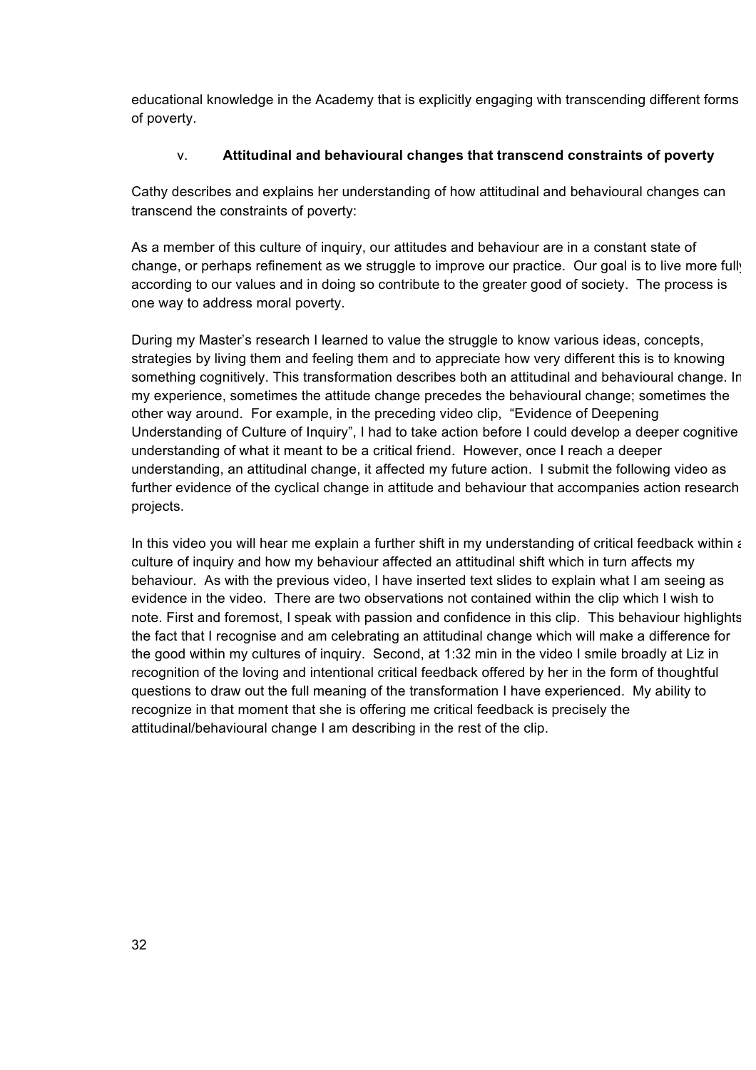educational knowledge in the Academy that is explicitly engaging with transcending different forms of poverty.

### v. Attitudinal and behavioural changes that transcend constraints of poverty

Cathy describes and explains her understanding of how attitudinal and behavioural changes can transcend the constraints of poverty:

As a member of this culture of inquiry, our attitudes and behaviour are in a constant state of change, or perhaps refinement as we struggle to improve our practice. Our goal is to live more fully according to our values and in doing so contribute to the greater good of society. The process is one way to address moral poverty.

During my Master's research I learned to value the struggle to know various ideas, concepts, strategies by living them and feeling them and to appreciate how very different this is to knowing something cognitively. This transformation describes both an attitudinal and behavioural change. In my experience, sometimes the attitude change precedes the behavioural change; sometimes the other way around. For example, in the preceding video clip, "Evidence of Deepening Understanding of Culture of Inquiry", I had to take action before I could develop a deeper cognitive understanding of what it meant to be a critical friend. However, once I reach a deeper understanding, an attitudinal change, it affected my future action. I submit the following video as further evidence of the cyclical change in attitude and behaviour that accompanies action research projects.

In this video you will hear me explain a further shift in my understanding of critical feedback within a culture of inquiry and how my behaviour affected an attitudinal shift which in turn affects my behaviour. As with the previous video, I have inserted text slides to explain what I am seeing as evidence in the video. There are two observations not contained within the clip which I wish to note. First and foremost, I speak with passion and confidence in this clip. This behaviour highlights the fact that I recognise and am celebrating an attitudinal change which will make a difference for the good within my cultures of inquiry. Second, at 1:32 min in the video I smile broadly at Liz in recognition of the loving and intentional critical feedback offered by her in the form of thoughtful questions to draw out the full meaning of the transformation I have experienced. My ability to recognize in that moment that she is offering me critical feedback is precisely the attitudinal/behavioural change I am describing in the rest of the clip.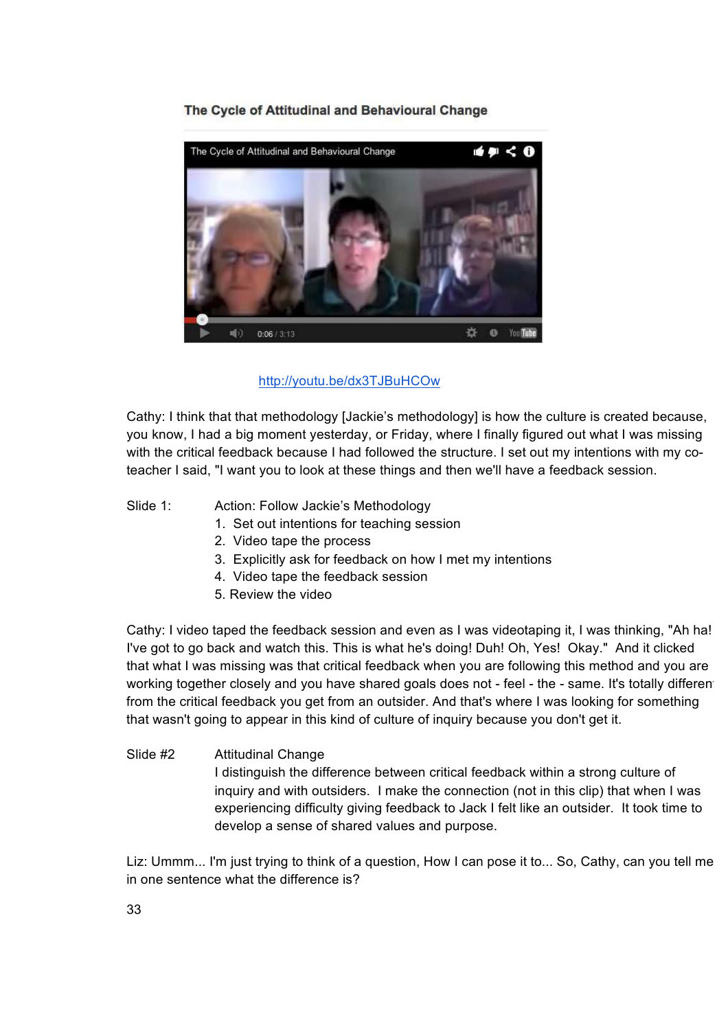### The Cycle of Attitudinal and Behavioural Change

http://youtu.be/dx3TJBuHCOw

Cathy: I think that that methodology [Jackie's methodology] is how the culture is created because, you know, I had a big moment yesterday, or Friday, where I finally figured out what I was missing with the critical feedback because I had followed the structure. I set out my intentions with my co-teacher I said, "I want you to look at these things and then we'll have a feedback session.

Slide 1: Action: Follow Jackie's Methodology

1. Set out intentions for teaching session
2. Video tape the process
3. Explicitly ask for feedback on how I met my intentions
4. Video tape the feedback session
5. Review the video

Cathy: I video taped the feedback session and even as I was videotaping it, I was thinking, "Ah ha! I've got to go back and watch this. This is what he's doing! Duh! Oh, Yes! Okay." And it clicked that what I was missing was that critical feedback when you are following this method and you are working together closely and you have shared goals does not - feel - the - same. It's totally different from the critical feedback you get from an outsider. And that's where I was looking for something that wasn't going to appear in this kind of culture of inquiry because you don't get it.

Slide #2 Attitudinal Change
I distinguish the difference between critical feedback within a strong culture of inquiry and with outsiders. I make the connection (not in this clip) that when I was experiencing difficulty giving feedback to Jack I felt like an outsider. It took time to develop a sense of shared values and purpose.

Liz: Ummm... I'm just trying to think of a question, How I can pose it to... So, Cathy, can you tell me in one sentence what the difference is?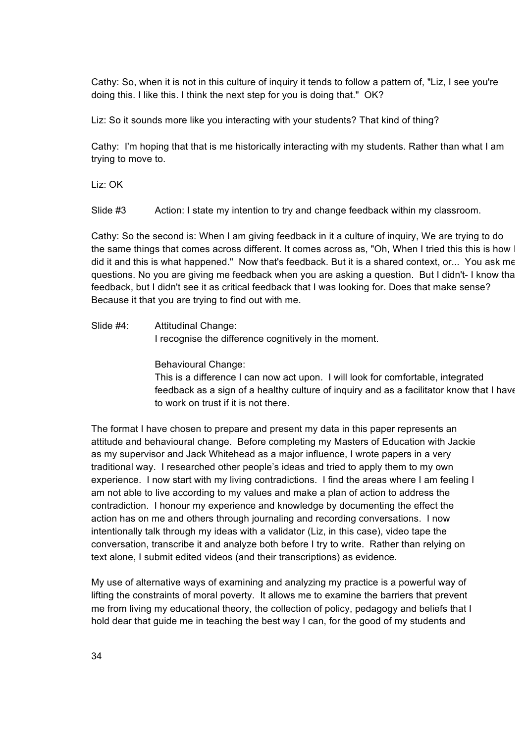Cathy: So, when it is not in this culture of inquiry it tends to follow a pattern of, "Liz, I see you're doing this. I like this. I think the next step for you is doing that." OK?

Liz: So it sounds more like you interacting with your students? That kind of thing?

Cathy: I'm hoping that that is me historically interacting with my students. Rather than what I am trying to move to.

Liz: OK

Slide #3 Action: I state my intention to try and change feedback within my classroom.

Cathy: So the second is: When I am giving feedback in it a culture of inquiry, We are trying to do the same things that comes across different. It comes across as, "Oh, When I tried this this is how I did it and this is what happened." Now that's feedback. But it is a shared context, or... You ask me questions. No you are giving me feedback when you are asking a question. But I didn't- I know that feedback, but I didn't see it as critical feedback that I was looking for. Does that make sense? Because it that you are trying to find out with me.

Slide #4: Attitudinal Change:
I recognise the difference cognitively in the moment.

Behavioural Change:
This is a difference I can now act upon. I will look for comfortable, integrated feedback as a sign of a healthy culture of inquiry and as a facilitator know that I have to work on trust if it is not there.

The format I have chosen to prepare and present my data in this paper represents an attitude and behavioural change. Before completing my Masters of Education with Jackie as my supervisor and Jack Whitehead as a major influence, I wrote papers in a very traditional way. I researched other people's ideas and tried to apply them to my own experience. I now start with my living contradictions. I find the areas where I am feeling I am not able to live according to my values and make a plan of action to address the contradiction. I honour my experience and knowledge by documenting the effect the action has on me and others through journaling and recording conversations. I now intentionally talk through my ideas with a validator (Liz, in this case), video tape the conversation, transcribe it and analyze both before I try to write. Rather than relying on text alone, I submit edited videos (and their transcriptions) as evidence.

My use of alternative ways of examining and analyzing my practice is a powerful way of lifting the constraints of moral poverty. It allows me to examine the barriers that prevent me from living my educational theory, the collection of policy, pedagogy and beliefs that I hold dear that guide me in teaching the best way I can, for the good of my students and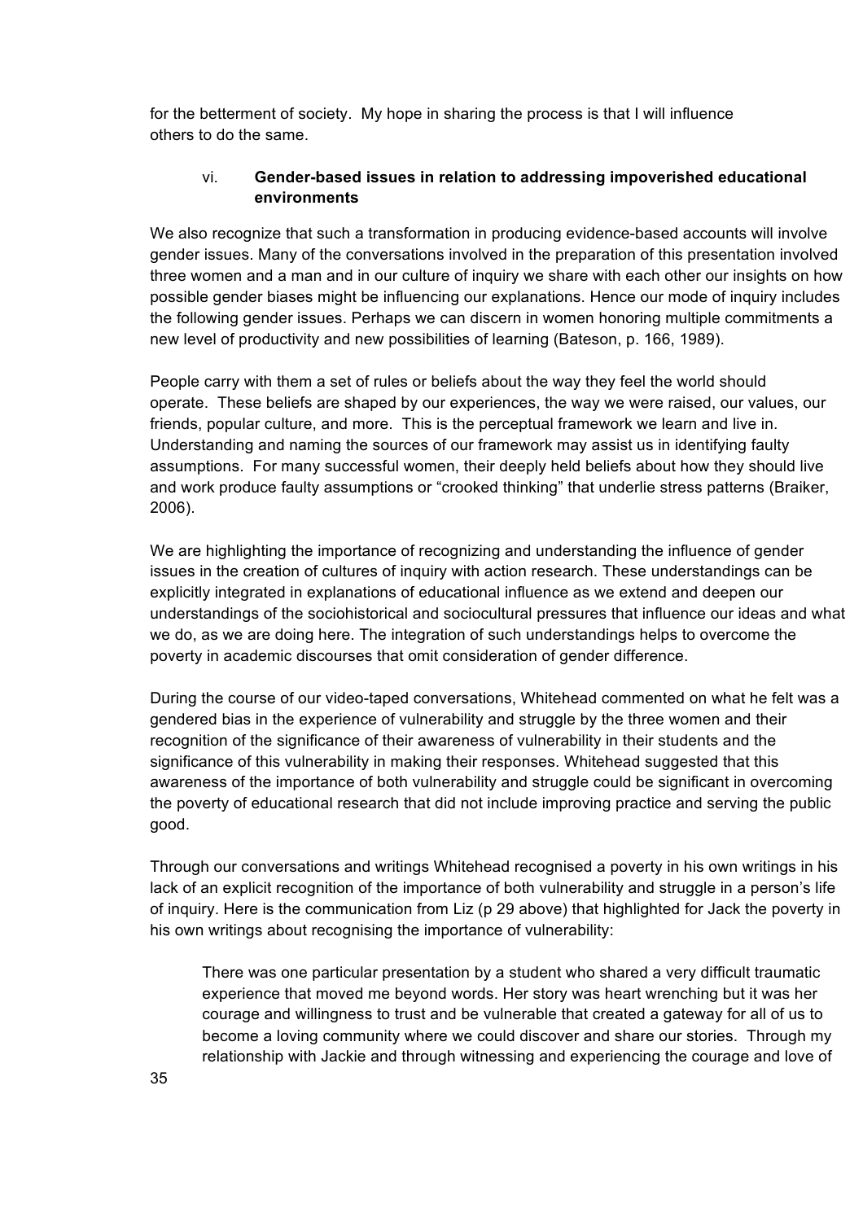for the betterment of society. My hope in sharing the process is that I will influence others to do the same.

### vi. Gender-based issues in relation to addressing impoverished educational environments

We also recognize that such a transformation in producing evidence-based accounts will involve gender issues. Many of the conversations involved in the preparation of this presentation involved three women and a man and in our culture of inquiry we share with each other our insights on how possible gender biases might be influencing our explanations. Hence our mode of inquiry includes the following gender issues. Perhaps we can discern in women honoring multiple commitments a new level of productivity and new possibilities of learning (Bateson, p. 166, 1989).

People carry with them a set of rules or beliefs about the way they feel the world should operate. These beliefs are shaped by our experiences, the way we were raised, our values, our friends, popular culture, and more. This is the perceptual framework we learn and live in. Understanding and naming the sources of our framework may assist us in identifying faulty assumptions. For many successful women, their deeply held beliefs about how they should live and work produce faulty assumptions or "crooked thinking" that underlie stress patterns (Braiker, 2006).

We are highlighting the importance of recognizing and understanding the influence of gender issues in the creation of cultures of inquiry with action research. These understandings can be explicitly integrated in explanations of educational influence as we extend and deepen our understandings of the sociohistorical and sociocultural pressures that influence our ideas and what we do, as we are doing here. The integration of such understandings helps to overcome the poverty in academic discourses that omit consideration of gender difference.

During the course of our video-taped conversations, Whitehead commented on what he felt was a gendered bias in the experience of vulnerability and struggle by the three women and their recognition of the significance of their awareness of vulnerability in their students and the significance of this vulnerability in making their responses. Whitehead suggested that this awareness of the importance of both vulnerability and struggle could be significant in overcoming the poverty of educational research that did not include improving practice and serving the public good.

Through our conversations and writings Whitehead recognised a poverty in his own writings in his lack of an explicit recognition of the importance of both vulnerability and struggle in a person's life of inquiry. Here is the communication from Liz (p 29 above) that highlighted for Jack the poverty in his own writings about recognising the importance of vulnerability:

> There was one particular presentation by a student who shared a very difficult traumatic experience that moved me beyond words. Her story was heart wrenching but it was her courage and willingness to trust and be vulnerable that created a gateway for all of us to become a loving community where we could discover and share our stories. Through my relationship with Jackie and through witnessing and experiencing the courage and love of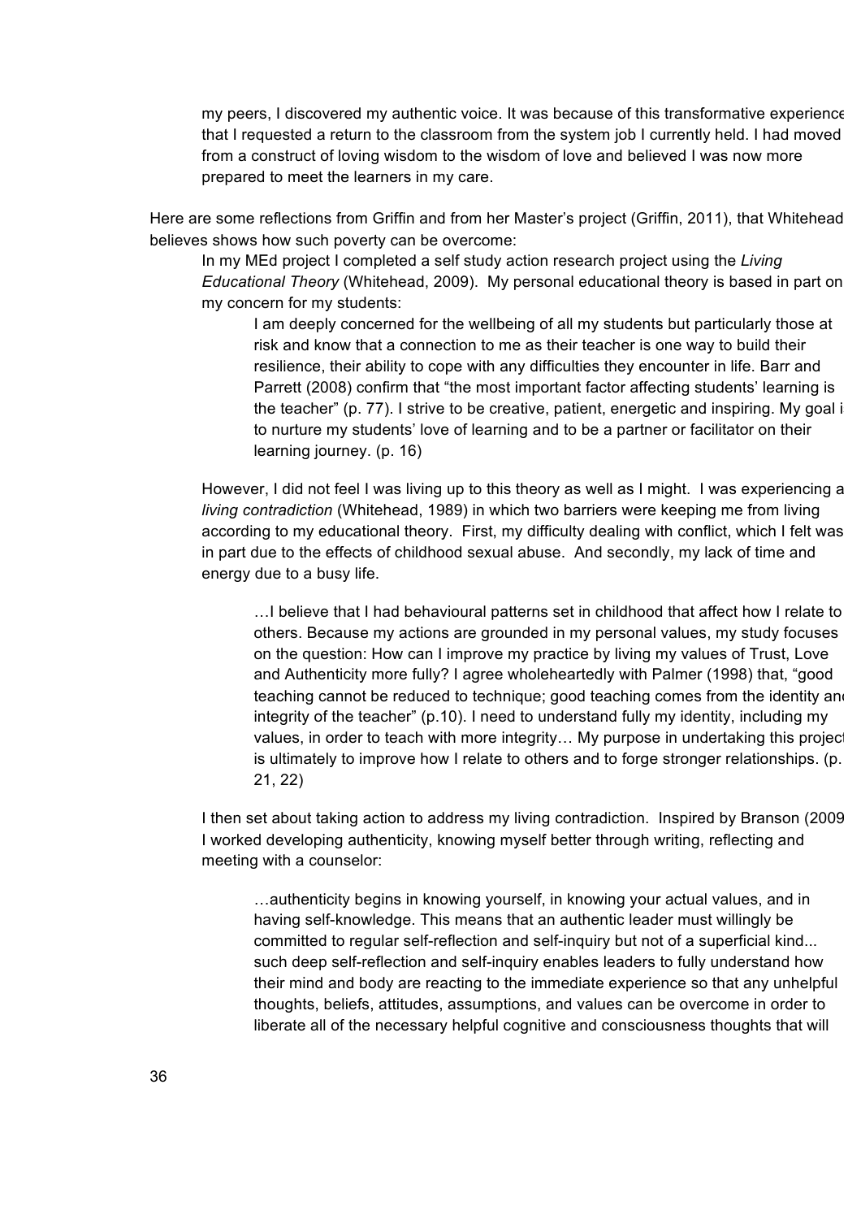> my peers, I discovered my authentic voice. It was because of this transformative experience that I requested a return to the classroom from the system job I currently held. I had moved from a construct of loving wisdom to the wisdom of love and believed I was now more prepared to meet the learners in my care.

Here are some reflections from Griffin and from her Master's project (Griffin, 2011), that Whitehead believes shows how such poverty can be overcome:

> In my MEd project I completed a self study action research project using the *Living Educational Theory* (Whitehead, 2009). My personal educational theory is based in part on my concern for my students:
>
> > I am deeply concerned for the wellbeing of all my students but particularly those at risk and know that a connection to me as their teacher is one way to build their resilience, their ability to cope with any difficulties they encounter in life. Barr and Parrett (2008) confirm that "the most important factor affecting students' learning is the teacher" (p. 77). I strive to be creative, patient, energetic and inspiring. My goal is to nurture my students' love of learning and to be a partner or facilitator on their learning journey. (p. 16)
>
> However, I did not feel I was living up to this theory as well as I might. I was experiencing a *living contradiction* (Whitehead, 1989) in which two barriers were keeping me from living according to my educational theory. First, my difficulty dealing with conflict, which I felt was in part due to the effects of childhood sexual abuse. And secondly, my lack of time and energy due to a busy life.
>
> > …I believe that I had behavioural patterns set in childhood that affect how I relate to others. Because my actions are grounded in my personal values, my study focuses on the question: How can I improve my practice by living my values of Trust, Love and Authenticity more fully? I agree wholeheartedly with Palmer (1998) that, "good teaching cannot be reduced to technique; good teaching comes from the identity and integrity of the teacher" (p.10). I need to understand fully my identity, including my values, in order to teach with more integrity… My purpose in undertaking this project is ultimately to improve how I relate to others and to forge stronger relationships. (p. 21, 22)
>
> I then set about taking action to address my living contradiction. Inspired by Branson (2009) I worked developing authenticity, knowing myself better through writing, reflecting and meeting with a counselor:
>
> > …authenticity begins in knowing yourself, in knowing your actual values, and in having self-knowledge. This means that an authentic leader must willingly be committed to regular self-reflection and self-inquiry but not of a superficial kind... such deep self-reflection and self-inquiry enables leaders to fully understand how their mind and body are reacting to the immediate experience so that any unhelpful thoughts, beliefs, attitudes, assumptions, and values can be overcome in order to liberate all of the necessary helpful cognitive and consciousness thoughts that will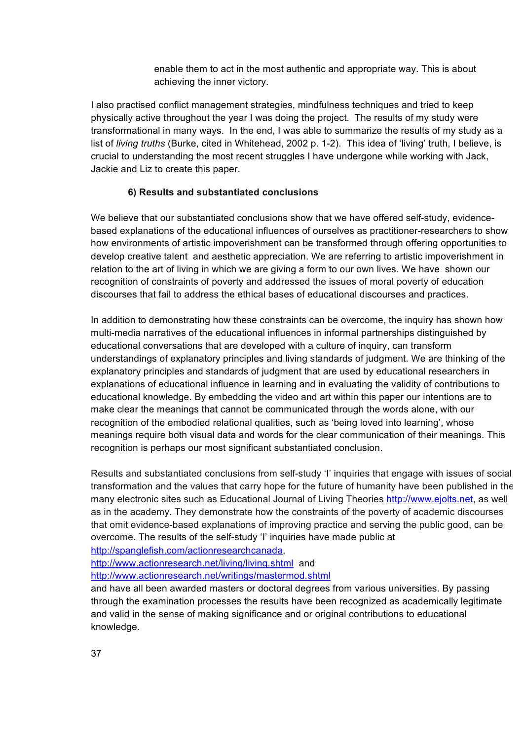enable them to act in the most authentic and appropriate way. This is about achieving the inner victory.

I also practised conflict management strategies, mindfulness techniques and tried to keep physically active throughout the year I was doing the project. The results of my study were transformational in many ways. In the end, I was able to summarize the results of my study as a list of *living truths* (Burke, cited in Whitehead, 2002 p. 1-2). This idea of 'living' truth, I believe, is crucial to understanding the most recent struggles I have undergone while working with Jack, Jackie and Liz to create this paper.

### 6) Results and substantiated conclusions

We believe that our substantiated conclusions show that we have offered self-study, evidence-based explanations of the educational influences of ourselves as practitioner-researchers to show how environments of artistic impoverishment can be transformed through offering opportunities to develop creative talent and aesthetic appreciation. We are referring to artistic impoverishment in relation to the art of living in which we are giving a form to our own lives. We have shown our recognition of constraints of poverty and addressed the issues of moral poverty of education discourses that fail to address the ethical bases of educational discourses and practices.

In addition to demonstrating how these constraints can be overcome, the inquiry has shown how multi-media narratives of the educational influences in informal partnerships distinguished by educational conversations that are developed with a culture of inquiry, can transform understandings of explanatory principles and living standards of judgment. We are thinking of the explanatory principles and standards of judgment that are used by educational researchers in explanations of educational influence in learning and in evaluating the validity of contributions to educational knowledge. By embedding the video and art within this paper our intentions are to make clear the meanings that cannot be communicated through the words alone, with our recognition of the embodied relational qualities, such as 'being loved into learning', whose meanings require both visual data and words for the clear communication of their meanings. This recognition is perhaps our most significant substantiated conclusion.

Results and substantiated conclusions from self-study 'I' inquiries that engage with issues of social transformation and the values that carry hope for the future of humanity have been published in the many electronic sites such as Educational Journal of Living Theories http://www.ejolts.net, as well as in the academy. They demonstrate how the constraints of the poverty of academic discourses that omit evidence-based explanations of improving practice and serving the public good, can be overcome. The results of the self-study 'I' inquiries have made public at http://spanglefish.com/actionresearchcanada, http://www.actionresearch.net/living/living.shtml and http://www.actionresearch.net/writings/mastermod.shtml and have all been awarded masters or doctoral degrees from various universities. By passing through the examination processes the results have been recognized as academically legitimate and valid in the sense of making significance and or original contributions to educational knowledge.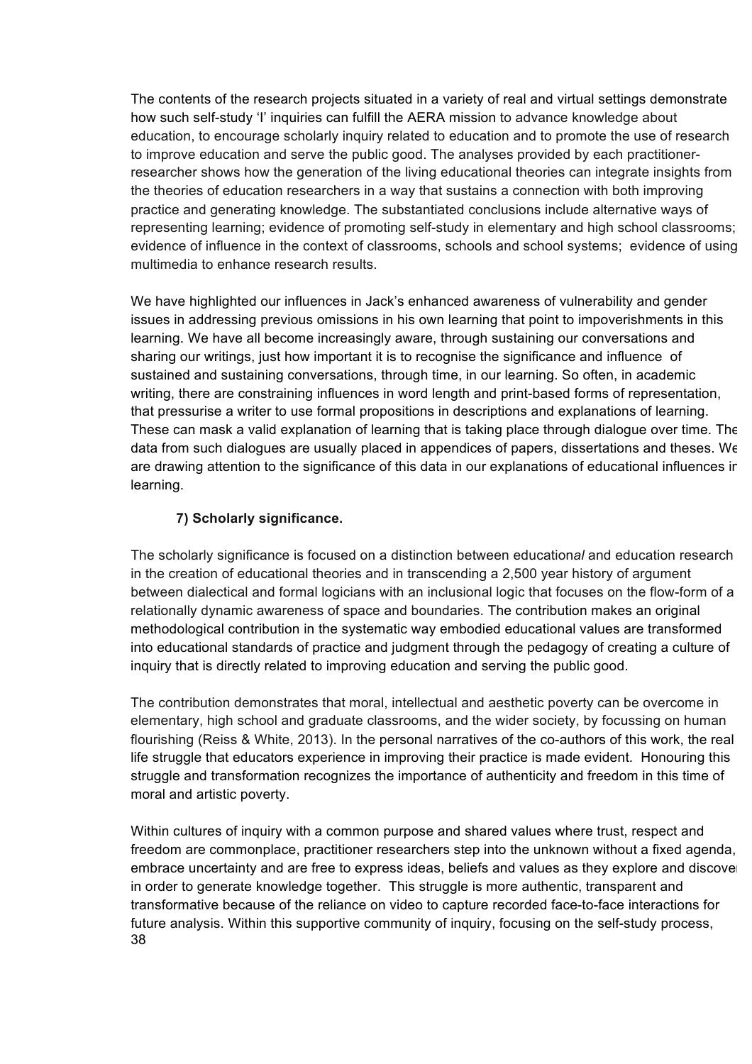The contents of the research projects situated in a variety of real and virtual settings demonstrate how such self-study 'I' inquiries can fulfill the AERA mission to advance knowledge about education, to encourage scholarly inquiry related to education and to promote the use of research to improve education and serve the public good. The analyses provided by each practitioner-researcher shows how the generation of the living educational theories can integrate insights from the theories of education researchers in a way that sustains a connection with both improving practice and generating knowledge. The substantiated conclusions include alternative ways of representing learning; evidence of promoting self-study in elementary and high school classrooms; evidence of influence in the context of classrooms, schools and school systems; evidence of using multimedia to enhance research results.

We have highlighted our influences in Jack's enhanced awareness of vulnerability and gender issues in addressing previous omissions in his own learning that point to impoverishments in this learning. We have all become increasingly aware, through sustaining our conversations and sharing our writings, just how important it is to recognise the significance and influence of sustained and sustaining conversations, through time, in our learning. So often, in academic writing, there are constraining influences in word length and print-based forms of representation, that pressurise a writer to use formal propositions in descriptions and explanations of learning. These can mask a valid explanation of learning that is taking place through dialogue over time. The data from such dialogues are usually placed in appendices of papers, dissertations and theses. We are drawing attention to the significance of this data in our explanations of educational influences in learning.

**7) Scholarly significance.**

The scholarly significance is focused on a distinction between educationa*l* and education research in the creation of educational theories and in transcending a 2,500 year history of argument between dialectical and formal logicians with an inclusional logic that focuses on the flow-form of a relationally dynamic awareness of space and boundaries. The contribution makes an original methodological contribution in the systematic way embodied educational values are transformed into educational standards of practice and judgment through the pedagogy of creating a culture of inquiry that is directly related to improving education and serving the public good.

The contribution demonstrates that moral, intellectual and aesthetic poverty can be overcome in elementary, high school and graduate classrooms, and the wider society, by focussing on human flourishing (Reiss & White, 2013). In the personal narratives of the co-authors of this work, the real life struggle that educators experience in improving their practice is made evident. Honouring this struggle and transformation recognizes the importance of authenticity and freedom in this time of moral and artistic poverty.

Within cultures of inquiry with a common purpose and shared values where trust, respect and freedom are commonplace, practitioner researchers step into the unknown without a fixed agenda, embrace uncertainty and are free to express ideas, beliefs and values as they explore and discover in order to generate knowledge together. This struggle is more authentic, transparent and transformative because of the reliance on video to capture recorded face-to-face interactions for future analysis. Within this supportive community of inquiry, focusing on the self-study process,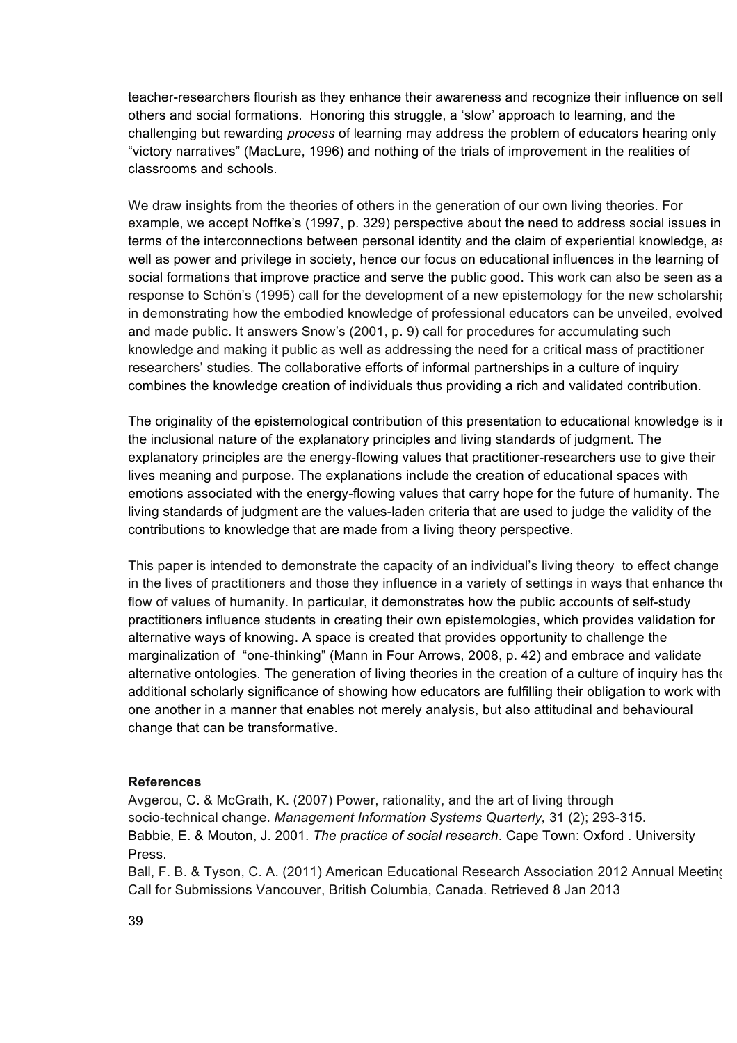teacher-researchers flourish as they enhance their awareness and recognize their influence on self others and social formations. Honoring this struggle, a 'slow' approach to learning, and the challenging but rewarding *process* of learning may address the problem of educators hearing only "victory narratives" (MacLure, 1996) and nothing of the trials of improvement in the realities of classrooms and schools.

We draw insights from the theories of others in the generation of our own living theories. For example, we accept Noffke's (1997, p. 329) perspective about the need to address social issues in terms of the interconnections between personal identity and the claim of experiential knowledge, as well as power and privilege in society, hence our focus on educational influences in the learning of social formations that improve practice and serve the public good. This work can also be seen as a response to Schön's (1995) call for the development of a new epistemology for the new scholarship in demonstrating how the embodied knowledge of professional educators can be unveiled, evolved and made public. It answers Snow's (2001, p. 9) call for procedures for accumulating such knowledge and making it public as well as addressing the need for a critical mass of practitioner researchers' studies. The collaborative efforts of informal partnerships in a culture of inquiry combines the knowledge creation of individuals thus providing a rich and validated contribution.

The originality of the epistemological contribution of this presentation to educational knowledge is in the inclusional nature of the explanatory principles and living standards of judgment. The explanatory principles are the energy-flowing values that practitioner-researchers use to give their lives meaning and purpose. The explanations include the creation of educational spaces with emotions associated with the energy-flowing values that carry hope for the future of humanity. The living standards of judgment are the values-laden criteria that are used to judge the validity of the contributions to knowledge that are made from a living theory perspective.

This paper is intended to demonstrate the capacity of an individual's living theory to effect change in the lives of practitioners and those they influence in a variety of settings in ways that enhance the flow of values of humanity. In particular, it demonstrates how the public accounts of self-study practitioners influence students in creating their own epistemologies, which provides validation for alternative ways of knowing. A space is created that provides opportunity to challenge the marginalization of "one-thinking" (Mann in Four Arrows, 2008, p. 42) and embrace and validate alternative ontologies. The generation of living theories in the creation of a culture of inquiry has the additional scholarly significance of showing how educators are fulfilling their obligation to work with one another in a manner that enables not merely analysis, but also attitudinal and behavioural change that can be transformative.

**References**

Avgerou, C. & McGrath, K. (2007) Power, rationality, and the art of living through socio-technical change. *Management Information Systems Quarterly,* 31 (2); 293-315.

Babbie, E. & Mouton, J. 2001. *The practice of social research*. Cape Town: Oxford . University Press.

Ball, F. B. & Tyson, C. A. (2011) American Educational Research Association 2012 Annual Meeting Call for Submissions Vancouver, British Columbia, Canada. Retrieved 8 Jan 2013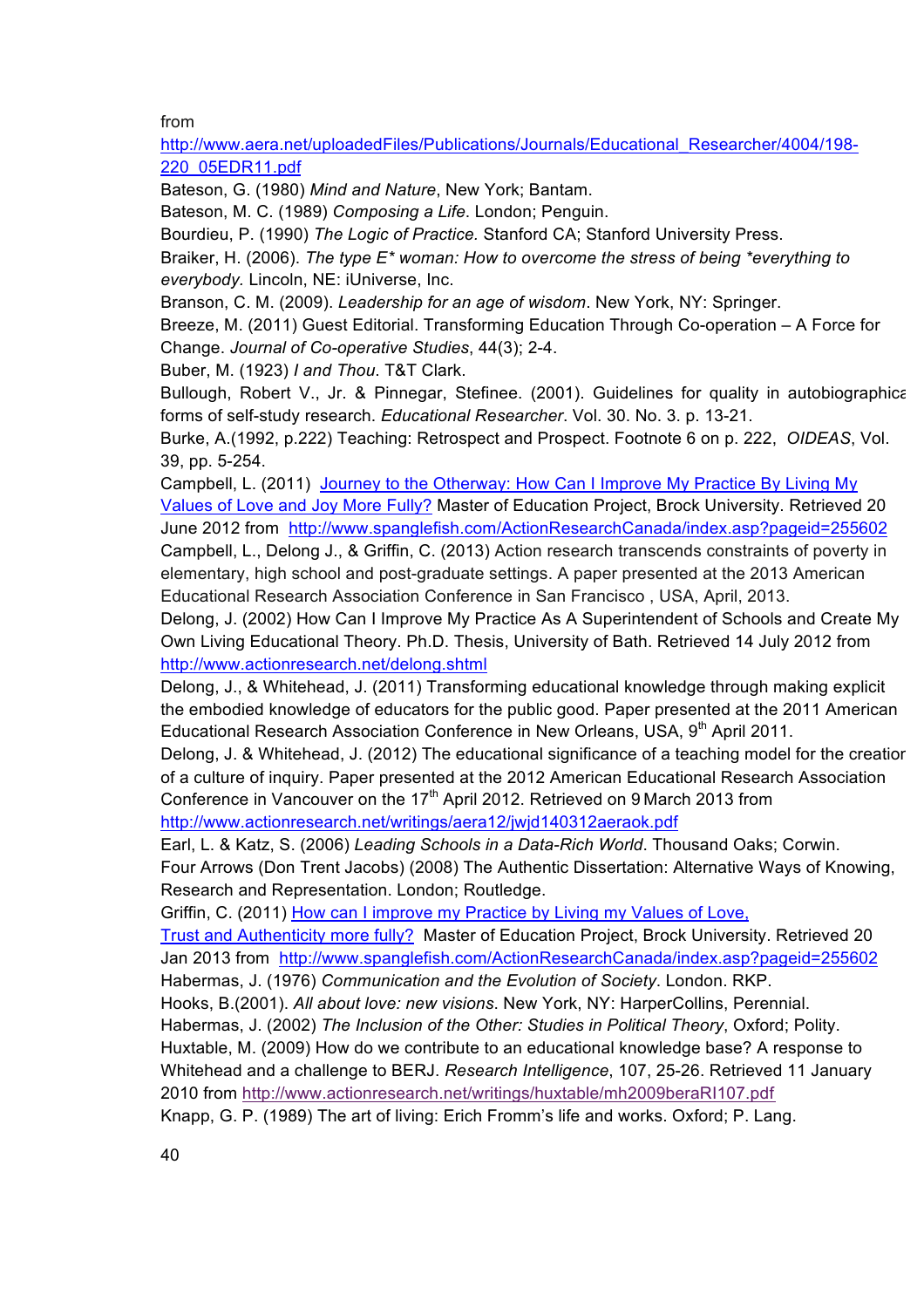from http://www.aera.net/uploadedFiles/Publications/Journals/Educational_Researcher/4004/198-220_05EDR11.pdf

Bateson, G. (1980) *Mind and Nature*, New York; Bantam.

Bateson, M. C. (1989) *Composing a Life*. London; Penguin.

Bourdieu, P. (1990) *The Logic of Practice.* Stanford CA; Stanford University Press.

Braiker, H. (2006). *The type E* woman: How to overcome the stress of being *everything to everybody.* Lincoln, NE: iUniverse, Inc.

Branson, C. M. (2009). *Leadership for an age of wisdom*. New York, NY: Springer.

Breeze, M. (2011) Guest Editorial. Transforming Education Through Co-operation – A Force for Change. *Journal of Co-operative Studies*, 44(3); 2-4.

Buber, M. (1923) *I and Thou*. T&T Clark.

Bullough, Robert V., Jr. & Pinnegar, Stefinee. (2001). Guidelines for quality in autobiographical forms of self-study research. *Educational Researcher*. Vol. 30. No. 3. p. 13-21.

Burke, A.(1992, p.222) Teaching: Retrospect and Prospect. Footnote 6 on p. 222, *OIDEAS*, Vol. 39, pp. 5-254.

Campbell, L. (2011) Journey to the Otherway: How Can I Improve My Practice By Living My Values of Love and Joy More Fully? Master of Education Project, Brock University. Retrieved 20 June 2012 from http://www.spanglefish.com/ActionResearchCanada/index.asp?pageid=255602

Campbell, L., Delong J., & Griffin, C. (2013) Action research transcends constraints of poverty in elementary, high school and post-graduate settings. A paper presented at the 2013 American Educational Research Association Conference in San Francisco , USA, April, 2013.

Delong, J. (2002) How Can I Improve My Practice As A Superintendent of Schools and Create My Own Living Educational Theory. Ph.D. Thesis, University of Bath. Retrieved 14 July 2012 from http://www.actionresearch.net/delong.shtml

Delong, J., & Whitehead, J. (2011) Transforming educational knowledge through making explicit the embodied knowledge of educators for the public good. Paper presented at the 2011 American Educational Research Association Conference in New Orleans, USA, 9th April 2011.

Delong, J. & Whitehead, J. (2012) The educational significance of a teaching model for the creation of a culture of inquiry. Paper presented at the 2012 American Educational Research Association Conference in Vancouver on the 17th April 2012. Retrieved on 9 March 2013 from http://www.actionresearch.net/writings/aera12/jwjd140312aeraok.pdf

Earl, L. & Katz, S. (2006) *Leading Schools in a Data-Rich World*. Thousand Oaks; Corwin.

Four Arrows (Don Trent Jacobs) (2008) The Authentic Dissertation: Alternative Ways of Knowing, Research and Representation. London; Routledge.

Griffin, C. (2011) How can I improve my Practice by Living my Values of Love, Trust and Authenticity more fully? Master of Education Project, Brock University. Retrieved 20 Jan 2013 from http://www.spanglefish.com/ActionResearchCanada/index.asp?pageid=255602

Habermas, J. (1976) *Communication and the Evolution of Society*. London. RKP.

Hooks, B.(2001). *All about love: new visions*. New York, NY: HarperCollins, Perennial.

Habermas, J. (2002) *The Inclusion of the Other: Studies in Political Theory*, Oxford; Polity.

Huxtable, M. (2009) How do we contribute to an educational knowledge base? A response to Whitehead and a challenge to BERJ. *Research Intelligence*, 107, 25-26. Retrieved 11 January 2010 from http://www.actionresearch.net/writings/huxtable/mh2009beraRI107.pdf

Knapp, G. P. (1989) The art of living: Erich Fromm's life and works. Oxford; P. Lang.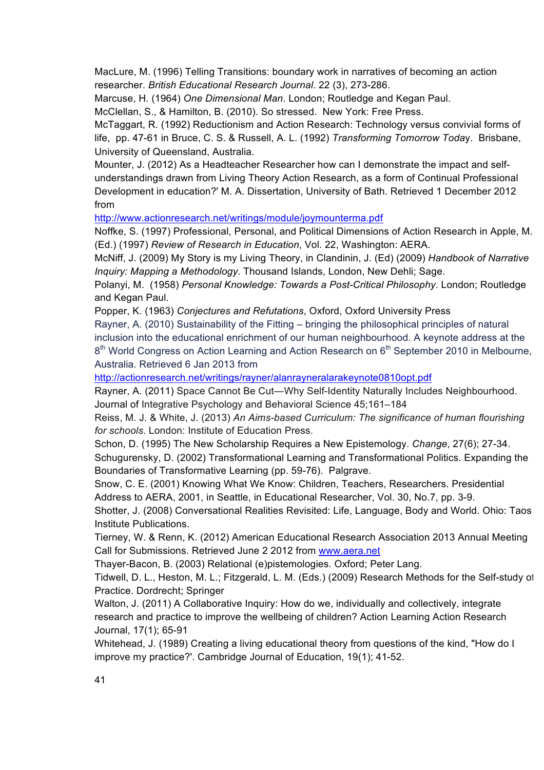MacLure, M. (1996) Telling Transitions: boundary work in narratives of becoming an action researcher. *British Educational Research Journal*. 22 (3), 273-286.

Marcuse, H. (1964) *One Dimensional Man*. London; Routledge and Kegan Paul.

McClellan, S., & Hamilton, B. (2010). So stressed. New York: Free Press.

McTaggart, R. (1992) Reductionism and Action Research: Technology versus convivial forms of life, pp. 47-61 in Bruce, C. S. & Russell, A. L. (1992) *Transforming Tomorrow Today*. Brisbane, University of Queensland, Australia.

Mounter, J. (2012) As a Headteacher Researcher how can I demonstrate the impact and self-understandings drawn from Living Theory Action Research, as a form of Continual Professional Development in education?' M. A. Dissertation, University of Bath. Retrieved 1 December 2012 from
http://www.actionresearch.net/writings/module/joymounterma.pdf

Noffke, S. (1997) Professional, Personal, and Political Dimensions of Action Research in Apple, M. (Ed.) (1997) *Review of Research in Education*, Vol. 22, Washington: AERA.

McNiff, J. (2009) My Story is my Living Theory, in Clandinin, J. (Ed) (2009) *Handbook of Narrative Inquiry: Mapping a Methodology*. Thousand Islands, London, New Dehli; Sage.

Polanyi, M. (1958) *Personal Knowledge: Towards a Post-Critical Philosophy*. London; Routledge and Kegan Paul.

Popper, K. (1963) *Conjectures and Refutations*, Oxford, Oxford University Press

Rayner, A. (2010) Sustainability of the Fitting – bringing the philosophical principles of natural inclusion into the educational enrichment of our human neighbourhood. A keynote address at the 8th World Congress on Action Learning and Action Research on 6th September 2010 in Melbourne, Australia. Retrieved 6 Jan 2013 from
http://actionresearch.net/writings/rayner/alanrayneralarakeynote0810opt.pdf

Rayner, A. (2011) Space Cannot Be Cut—Why Self-Identity Naturally Includes Neighbourhood. Journal of Integrative Psychology and Behavioral Science 45;161–184

Reiss, M. J. & White, J. (2013) *An Aims-based Curriculum: The significance of human flourishing for schools*. London: Institute of Education Press.

Schon, D. (1995) The New Scholarship Requires a New Epistemology. *Change*, 27(6); 27-34.

Schugurensky, D. (2002) Transformational Learning and Transformational Politics. Expanding the Boundaries of Transformative Learning (pp. 59-76). Palgrave.

Snow, C. E. (2001) Knowing What We Know: Children, Teachers, Researchers. Presidential Address to AERA, 2001, in Seattle, in Educational Researcher, Vol. 30, No.7, pp. 3-9.

Shotter, J. (2008) Conversational Realities Revisited: Life, Language, Body and World. Ohio: Taos Institute Publications.

Tierney, W. & Renn, K. (2012) American Educational Research Association 2013 Annual Meeting Call for Submissions. Retrieved June 2 2012 from www.aera.net

Thayer-Bacon, B. (2003) Relational (e)pistemologies. Oxford; Peter Lang.

Tidwell, D. L., Heston, M. L.; Fitzgerald, L. M. (Eds.) (2009) Research Methods for the Self-study of Practice. Dordrecht; Springer

Walton, J. (2011) A Collaborative Inquiry: How do we, individually and collectively, integrate research and practice to improve the wellbeing of children? Action Learning Action Research Journal, 17(1); 65-91

Whitehead, J. (1989) Creating a living educational theory from questions of the kind, "How do I improve my practice?'. Cambridge Journal of Education, 19(1); 41-52.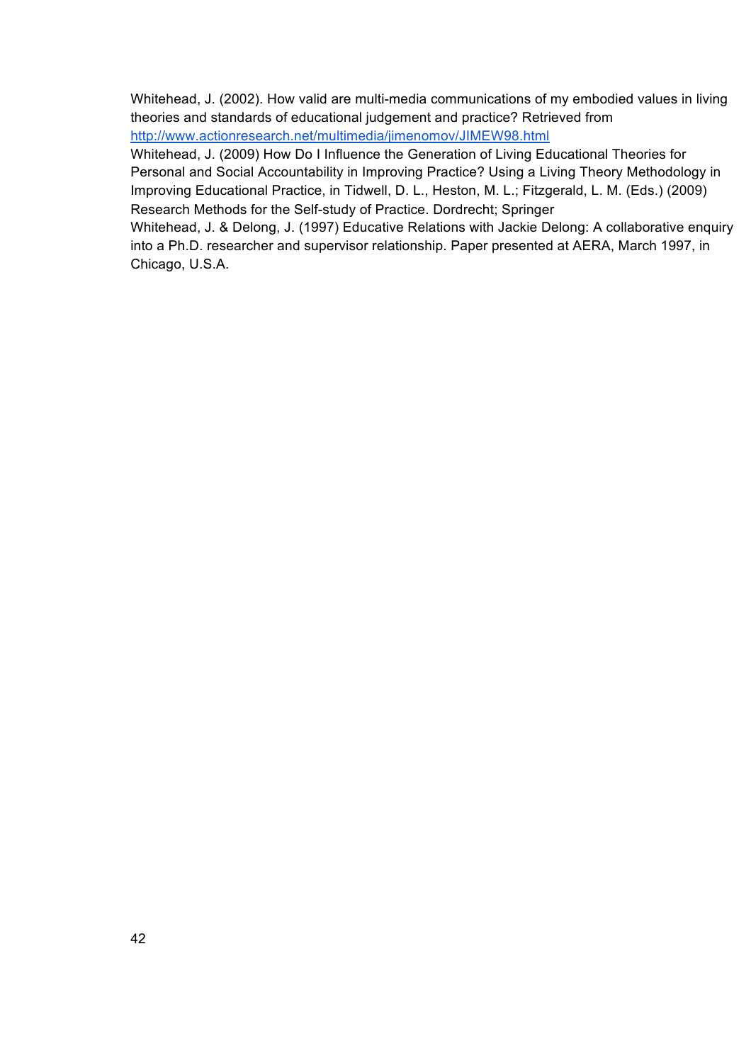Whitehead, J. (2002). How valid are multi-media communications of my embodied values in living theories and standards of educational judgement and practice? Retrieved from [http://www.actionresearch.net/multimedia/jimenomov/JIMEW98.html](http://www.actionresearch.net/multimedia/jimenomov/JIMEW98.html)

Whitehead, J. (2009) How Do I Influence the Generation of Living Educational Theories for Personal and Social Accountability in Improving Practice? Using a Living Theory Methodology in Improving Educational Practice, in Tidwell, D. L., Heston, M. L.; Fitzgerald, L. M. (Eds.) (2009) Research Methods for the Self-study of Practice. Dordrecht; Springer

Whitehead, J. & Delong, J. (1997) Educative Relations with Jackie Delong: A collaborative enquiry into a Ph.D. researcher and supervisor relationship. Paper presented at AERA, March 1997, in Chicago, U.S.A.